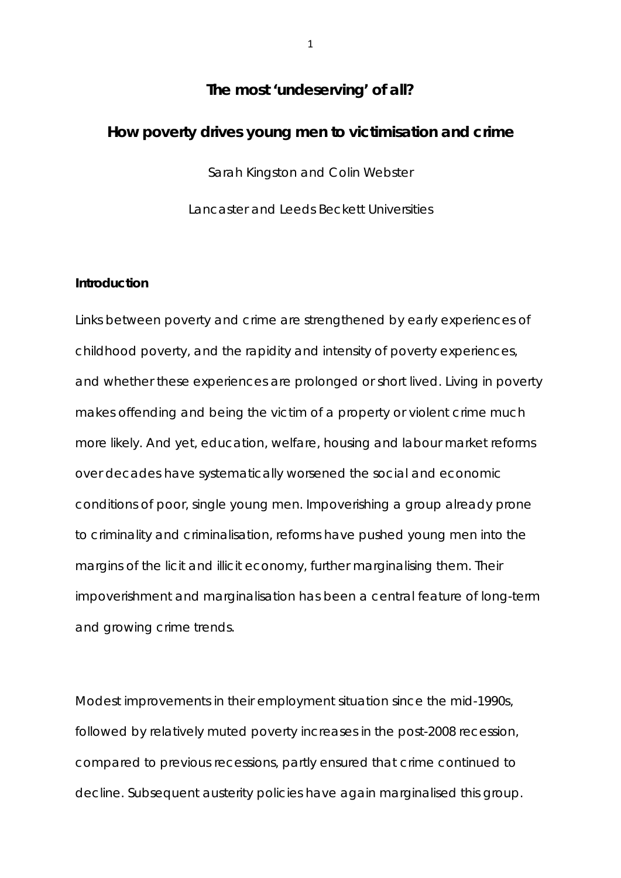# The most 'undeserving' of all?

## How poverty drives young men to victimisation and crime

Sarah Kingston and Colin Webster

Lancaster and Leeds Beckett Universities

### Introduction

Links between poverty and crime are strengthened by early experiences of childhood poverty, and the rapidity and intensity of poverty experiences, and whether these experiences are prolonged or short lived. Living in poverty makes offending and being the victim of a property or violent crime much more likely. And yet, education, welfare, housing and labour market reforms over decades have systematically worsened the social and economic conditions of poor, single young men. Impoverishing a group already prone to criminality and criminalisation, reforms have pushed young men into the margins of the licit and illicit economy, further marginalising them. Their impoverishment and marginalisation has been a central feature of long-term and growing crime trends.

Modest improvements in their employment situation since the mid-1990s, followed by relatively muted poverty increases in the post-2008 recession, compared to previous recessions, partly ensured that crime continued to decline. Subsequent austerity policies have again marginalised this group.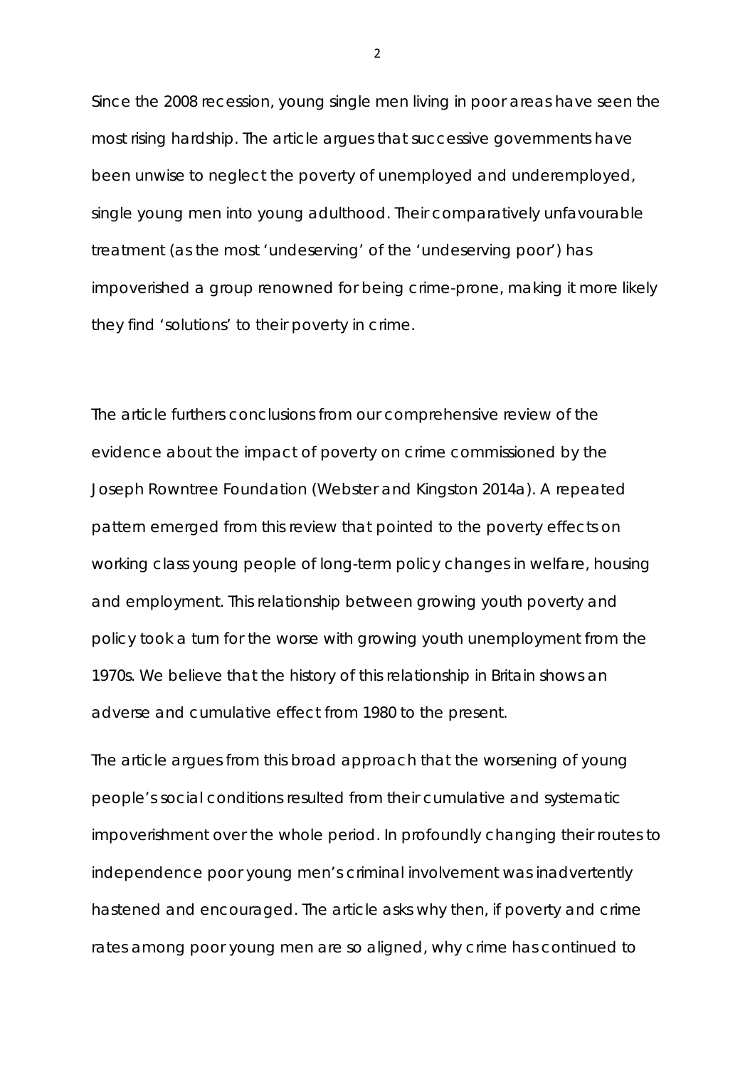Since the 2008 recession, young single men living in poor areas have seen the most rising hardship. The article argues that successive governments have been unwise to neglect the poverty of unemployed and underemployed, single young men into young adulthood. Their comparatively unfavourable treatment (as the most 'undeserving' of the 'undeserving poor') has impoverished a group renowned for being crime-prone, making it more likely they find 'solutions' to their poverty in crime.

The article furthers conclusions from our comprehensive review of the evidence about the impact of poverty on crime commissioned by the Joseph Rowntree Foundation (Webster and Kingston 2014a). A repeated pattern emerged from this review that pointed to the poverty effects on working class young people of long-term policy changes in welfare, housing and employment. This relationship between growing youth poverty and policy took a turn for the worse with growing youth unemployment from the 1970s. We believe that the history of this relationship in Britain shows an adverse and cumulative effect from 1980 to the present.

The article argues from this broad approach that the worsening of young people's social conditions resulted from their cumulative and systematic impoverishment over the whole period. In profoundly changing their routes to independence poor young men's criminal involvement was inadvertently hastened and encouraged. The article asks why then, if poverty and crime rates among poor young men are so aligned, why crime has continued to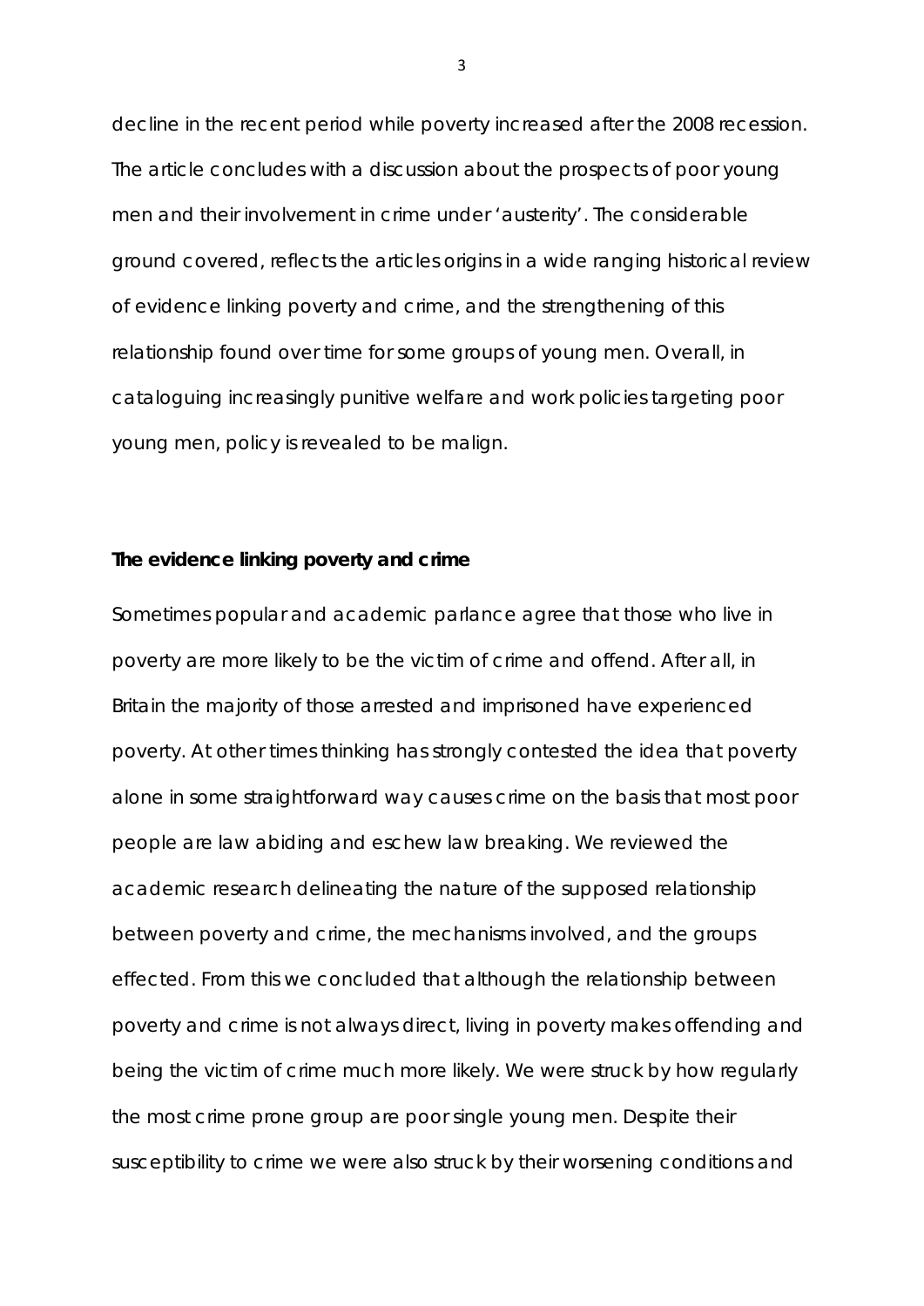decline in the recent period while poverty increased after the 2008 recession. The article concludes with a discussion about the prospects of poor young men and their involvement in crime under 'austerity'. The considerable ground covered, reflects the articles origins in a wide ranging historical review of evidence linking poverty and crime, and the strengthening of this relationship found over time for some groups of young men. Overall, in cataloguing increasingly punitive welfare and work policies targeting poor young men, policy is revealed to be malign.

**The evidence linking poverty and crime**

Sometimes popular and academic parlance agree that those who live in poverty are more likely to be the victim of crime and offend. After all, in Britain the majority of those arrested and imprisoned have experienced poverty. At other times thinking has strongly contested the idea that poverty alone in some straightforward way causes crime on the basis that most poor people are law abiding and eschew law breaking. We reviewed the academic research delineating the nature of the supposed relationship between poverty and crime, the mechanisms involved, and the groups effected. From this we concluded that although the relationship between poverty and crime is not always direct, living in poverty makes offending and being the victim of crime much more likely. We were struck by how regularly the most crime prone group are poor single young men. Despite their susceptibility to crime we were also struck by their worsening conditions and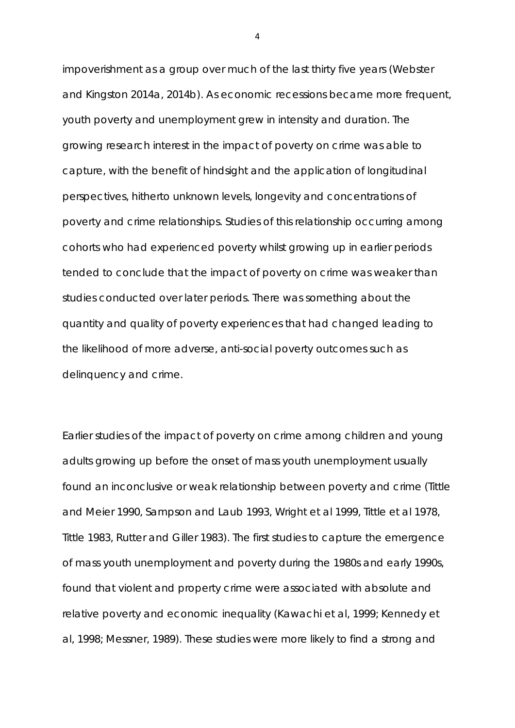impoverishment as a group over much of the last thirty five years (Webster and Kingston 2014a, 2014b). As economic recessions became more frequent, youth poverty and unemployment grew in intensity and duration. The growing research interest in the impact of poverty on crime was able to capture, with the benefit of hindsight and the application of longitudinal perspectives, hitherto unknown levels, longevity and concentrations of poverty and crime relationships. Studies of this relationship occurring among cohorts who had experienced poverty whilst growing up in earlier periods tended to conclude that the impact of poverty on crime was weaker than studies conducted over later periods. There was something about the quantity and quality of poverty experiences that had changed leading to the likelihood of more adverse, anti-social poverty outcomes such as delinquency and crime.

Earlier studies of the impact of poverty on crime among children and young adults growing up before the onset of mass youth unemployment usually found an inconclusive or weak relationship between poverty and crime (Tittle and Meier 1990, Sampson and Laub 1993, Wright et al 1999, Tittle et al 1978, Tittle 1983, Rutter and Giller 1983). The first studies to capture the emergence of mass youth unemployment and poverty during the 1980s and early 1990s, found that violent and property crime were associated with absolute and relative poverty and economic inequality (Kawachi et al, 1999; Kennedy et al, 1998; Messner, 1989). These studies were more likely to find a strong and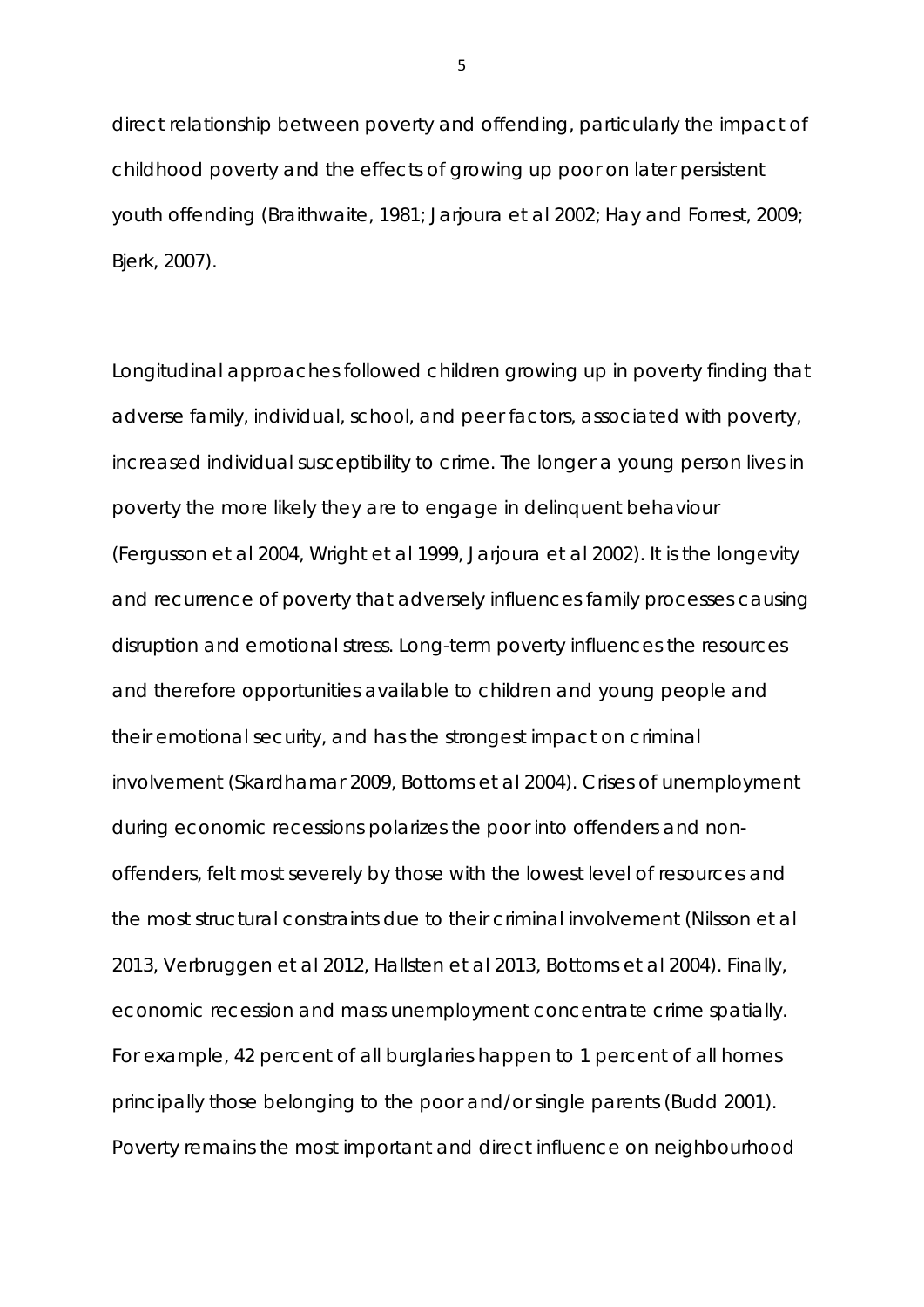direct relationship between poverty and offending, particularly the impact of childhood poverty and the effects of growing up poor on later persistent youth offending (Braithwaite, 1981; Jarjoura et al 2002; Hay and Forrest, 2009; Bjerk, 2007).

Longitudinal approaches followed children growing up in poverty finding that adverse family, individual, school, and peer factors, associated with poverty, increased individual susceptibility to crime. The longer a young person lives in poverty the more likely they are to engage in delinquent behaviour (Fergusson et al 2004, Wright et al 1999, Jarjoura et al 2002). It is the longevity and recurrence of poverty that adversely influences family processes causing disruption and emotional stress. Long-term poverty influences the resources and therefore opportunities available to children and young people and their emotional security, and has the strongest impact on criminal involvement (Skardhamar 2009, Bottoms et al 2004). Crises of unemployment during economic recessions polarizes the poor into offenders and non-offenders, felt most severely by those with the lowest level of resources and the most structural constraints due to their criminal involvement (Nilsson et al 2013, Verbruggen et al 2012, Hallsten et al 2013, Bottoms et al 2004). Finally, economic recession and mass unemployment concentrate crime spatially. For example, 42 percent of all burglaries happen to 1 percent of all homes principally those belonging to the poor and/or single parents (Budd 2001). Poverty remains the most important and direct influence on neighbourhood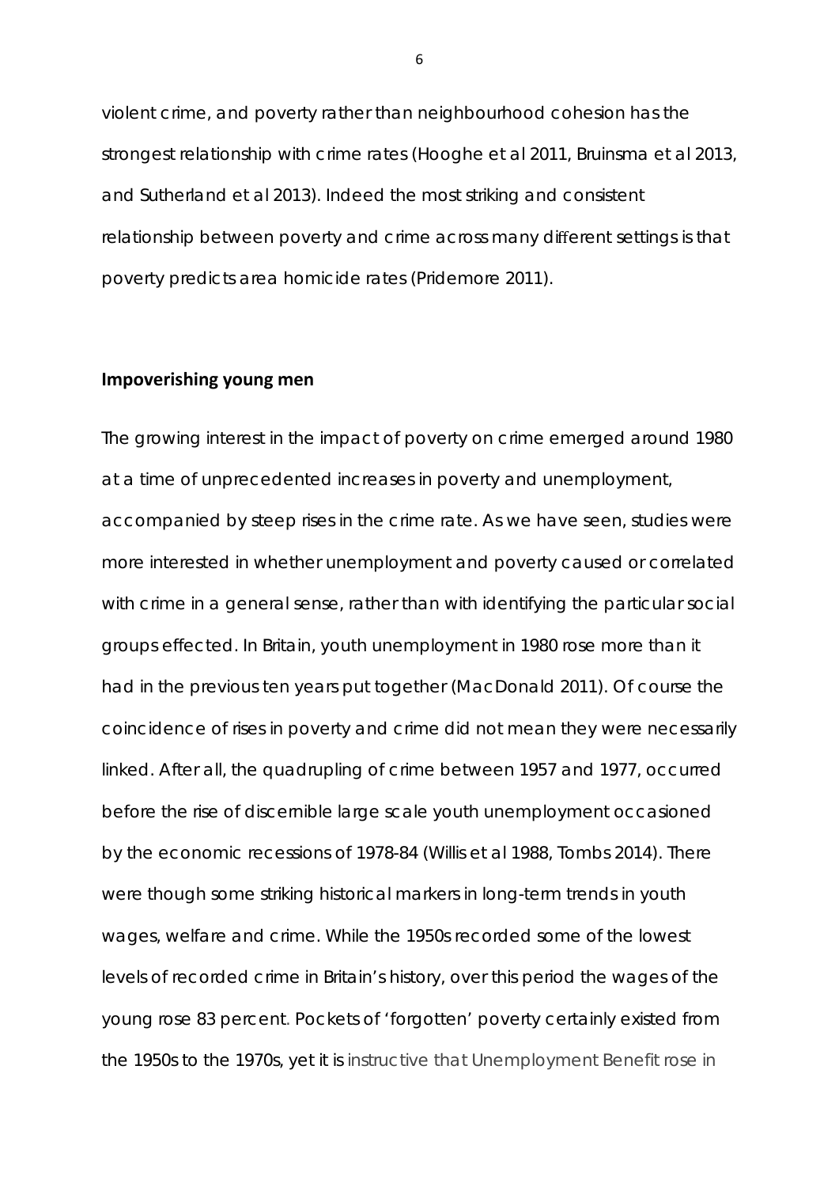violent crime, and poverty rather than neighbourhood cohesion has the strongest relationship with crime rates (Hooghe et al 2011, Bruinsma et al 2013, and Sutherland et al 2013). Indeed the most striking and consistent relationship between poverty and crime across many different settings is that poverty predicts area homicide rates (Pridemore 2011).

## Impoverishing young men

The growing interest in the impact of poverty on crime emerged around 1980 at a time of unprecedented increases in poverty and unemployment, accompanied by steep rises in the crime rate. As we have seen, studies were more interested in whether unemployment and poverty caused or correlated with crime in a general sense, rather than with identifying the particular social groups effected. In Britain, youth unemployment in 1980 rose more than it had in the previous ten years put together (MacDonald 2011). Of course the coincidence of rises in poverty and crime did not mean they were necessarily linked. After all, the quadrupling of crime between 1957 and 1977, occurred before the rise of discernible large scale youth unemployment occasioned by the economic recessions of 1978-84 (Willis et al 1988, Tombs 2014). There were though some striking historical markers in long-term trends in youth wages, welfare and crime. While the 1950s recorded some of the lowest levels of recorded crime in Britain's history, over this period the wages of the young rose 83 percent. Pockets of 'forgotten' poverty certainly existed from the 1950s to the 1970s, yet it is instructive that Unemployment Benefit rose in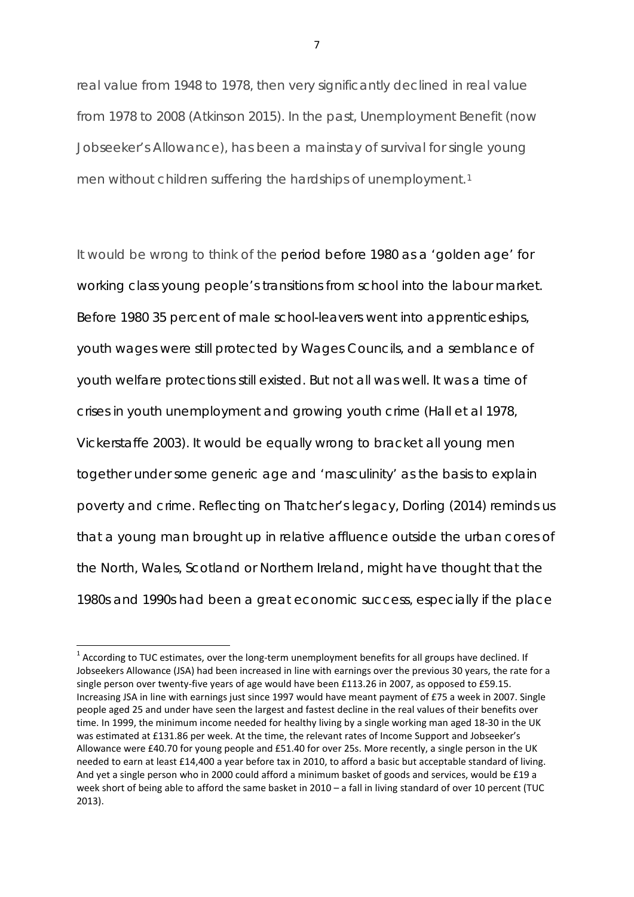real value from 1948 to 1978, then very significantly declined in real value from 1978 to 2008 (Atkinson 2015). In the past, Unemployment Benefit (now Jobseeker's Allowance), has been a mainstay of survival for single young men without children suffering the hardships of unemployment.[1]

It would be wrong to think of the period before 1980 as a 'golden age' for working class young people's transitions from school into the labour market. Before 1980 35 percent of male school-leavers went into apprenticeships, youth wages were still protected by Wages Councils, and a semblance of youth welfare protections still existed. But not all was well. It was a time of crises in youth unemployment and growing youth crime (Hall et al 1978, Vickerstaffe 2003). It would be equally wrong to bracket all young men together under some generic age and 'masculinity' as the basis to explain poverty and crime. Reflecting on Thatcher's legacy, Dorling (2014) reminds us that a young man brought up in relative affluence outside the urban cores of the North, Wales, Scotland or Northern Ireland, might have thought that the 1980s and 1990s had been a great economic success, especially if the place

[1] According to TUC estimates, over the long-term unemployment benefits for all groups have declined. If Jobseekers Allowance (JSA) had been increased in line with earnings over the previous 30 years, the rate for a single person over twenty-five years of age would have been £113.26 in 2007, as opposed to £59.15. Increasing JSA in line with earnings just since 1997 would have meant payment of £75 a week in 2007. Single people aged 25 and under have seen the largest and fastest decline in the real values of their benefits over time. In 1999, the minimum income needed for healthy living by a single working man aged 18-30 in the UK was estimated at £131.86 per week. At the time, the relevant rates of Income Support and Jobseeker's Allowance were £40.70 for young people and £51.40 for over 25s. More recently, a single person in the UK needed to earn at least £14,400 a year before tax in 2010, to afford a basic but acceptable standard of living. And yet a single person who in 2000 could afford a minimum basket of goods and services, would be £19 a week short of being able to afford the same basket in 2010 – a fall in living standard of over 10 percent (TUC 2013).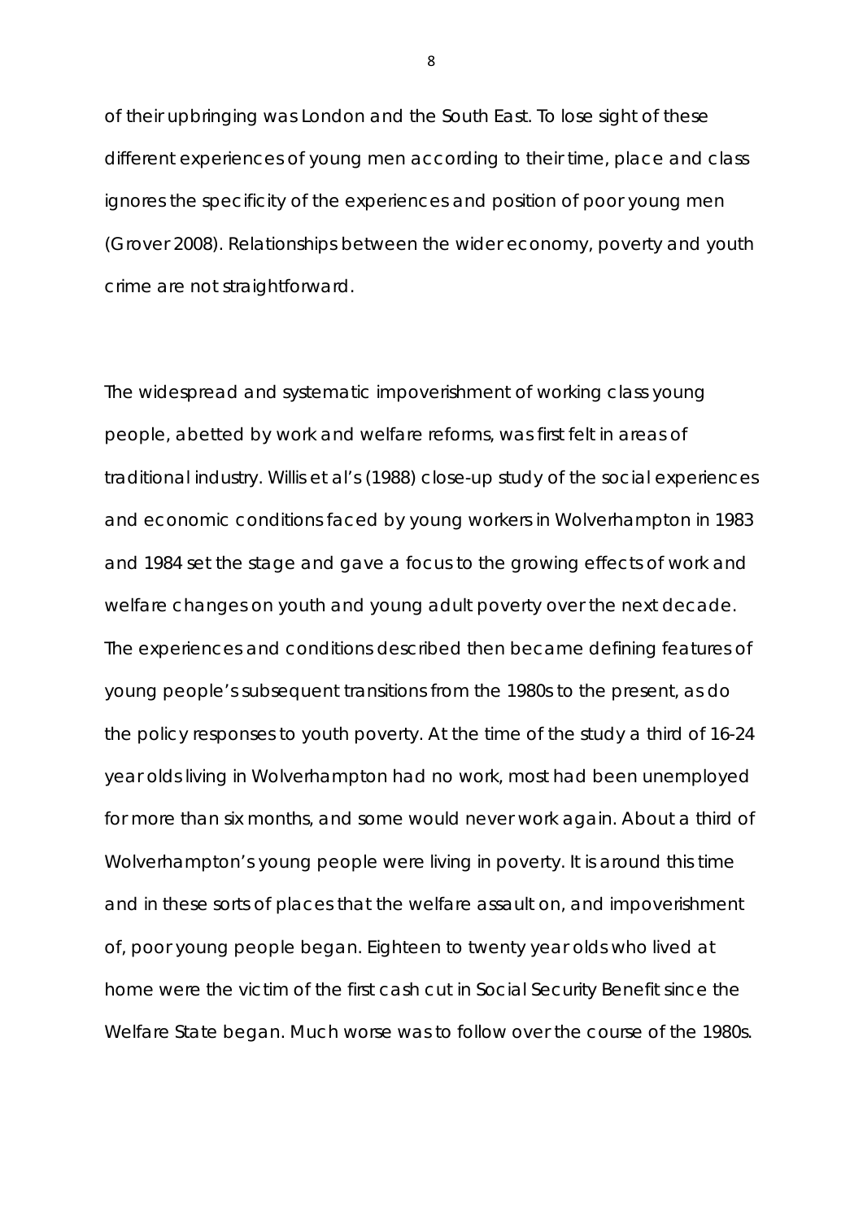of their upbringing was London and the South East. To lose sight of these different experiences of young men according to their time, place and class ignores the specificity of the experiences and position of poor young men (Grover 2008). Relationships between the wider economy, poverty and youth crime are not straightforward.

The widespread and systematic impoverishment of working class young people, abetted by work and welfare reforms, was first felt in areas of traditional industry. Willis et al's (1988) close-up study of the social experiences and economic conditions faced by young workers in Wolverhampton in 1983 and 1984 set the stage and gave a focus to the growing effects of work and welfare changes on youth and young adult poverty over the next decade. The experiences and conditions described then became defining features of young people's subsequent transitions from the 1980s to the present, as do the policy responses to youth poverty. At the time of the study a third of 16-24 year olds living in Wolverhampton had no work, most had been unemployed for more than six months, and some would never work again. About a third of Wolverhampton's young people were living in poverty. It is around this time and in these sorts of places that the welfare assault on, and impoverishment of, poor young people began. Eighteen to twenty year olds who lived at home were the victim of the first cash cut in Social Security Benefit since the Welfare State began. Much worse was to follow over the course of the 1980s.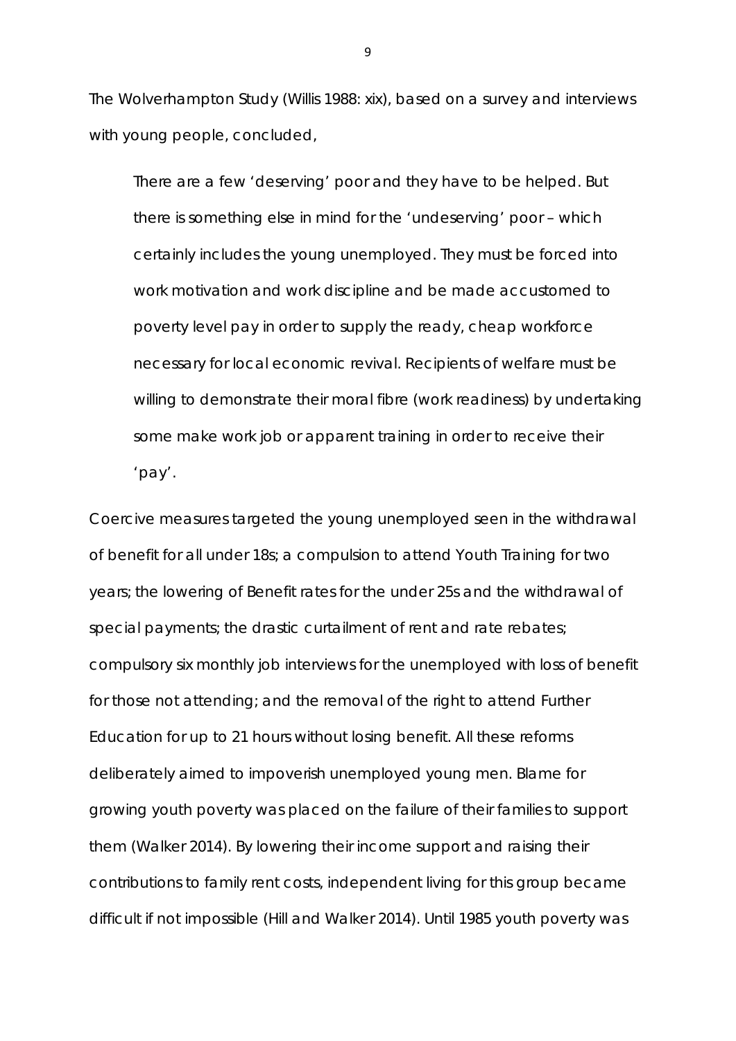The Wolverhampton Study (Willis 1988: xix), based on a survey and interviews with young people, concluded,

> There are a few 'deserving' poor and they have to be helped. But there is something else in mind for the 'undeserving' poor – which certainly includes the young unemployed. They must be forced into work motivation and work discipline and be made accustomed to poverty level pay in order to supply the ready, cheap workforce necessary for local economic revival. Recipients of welfare must be willing to demonstrate their moral fibre (work readiness) by undertaking some make work job or apparent training in order to receive their 'pay'.

Coercive measures targeted the young unemployed seen in the withdrawal of benefit for all under 18s; a compulsion to attend Youth Training for two years; the lowering of Benefit rates for the under 25s and the withdrawal of special payments; the drastic curtailment of rent and rate rebates; compulsory six monthly job interviews for the unemployed with loss of benefit for those not attending; and the removal of the right to attend Further Education for up to 21 hours without losing benefit. All these reforms deliberately aimed to impoverish unemployed young men. Blame for growing youth poverty was placed on the failure of their families to support them (Walker 2014). By lowering their income support and raising their contributions to family rent costs, independent living for this group became difficult if not impossible (Hill and Walker 2014). Until 1985 youth poverty was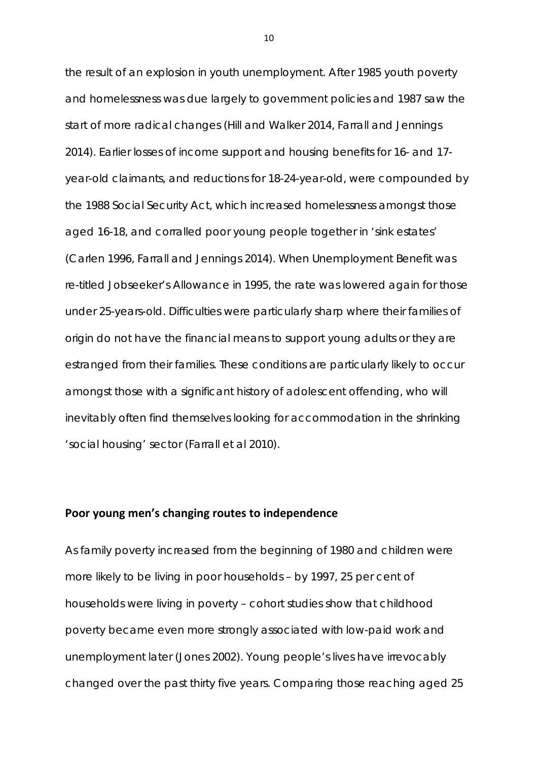the result of an explosion in youth unemployment. After 1985 youth poverty and homelessness was due largely to government policies and 1987 saw the start of more radical changes (Hill and Walker 2014, Farrall and Jennings 2014). Earlier losses of income support and housing benefits for 16- and 17-year-old claimants, and reductions for 18-24-year-old, were compounded by the 1988 Social Security Act, which increased homelessness amongst those aged 16-18, and corralled poor young people together in 'sink estates' (Carlen 1996, Farrall and Jennings 2014). When Unemployment Benefit was re-titled Jobseeker's Allowance in 1995, the rate was lowered again for those under 25-years-old. Difficulties were particularly sharp where their families of origin do not have the financial means to support young adults or they are estranged from their families. These conditions are particularly likely to occur amongst those with a significant history of adolescent offending, who will inevitably often find themselves looking for accommodation in the shrinking 'social housing' sector (Farrall et al 2010).

## Poor young men's changing routes to independence

As family poverty increased from the beginning of 1980 and children were more likely to be living in poor households – by 1997, 25 per cent of households were living in poverty – cohort studies show that childhood poverty became even more strongly associated with low-paid work and unemployment later (Jones 2002). Young people's lives have irrevocably changed over the past thirty five years. Comparing those reaching aged 25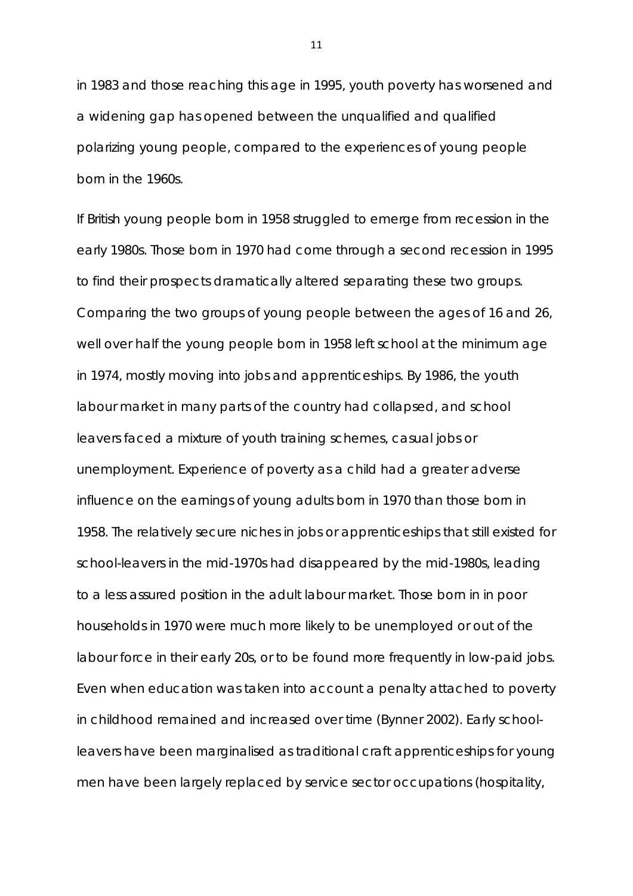in 1983 and those reaching this age in 1995, youth poverty has worsened and a widening gap has opened between the unqualified and qualified polarizing young people, compared to the experiences of young people born in the 1960s.

If British young people born in 1958 struggled to emerge from recession in the early 1980s. Those born in 1970 had come through a second recession in 1995 to find their prospects dramatically altered separating these two groups. Comparing the two groups of young people between the ages of 16 and 26, well over half the young people born in 1958 left school at the minimum age in 1974, mostly moving into jobs and apprenticeships. By 1986, the youth labour market in many parts of the country had collapsed, and school leavers faced a mixture of youth training schemes, casual jobs or unemployment. Experience of poverty as a child had a greater adverse influence on the earnings of young adults born in 1970 than those born in 1958. The relatively secure niches in jobs or apprenticeships that still existed for school-leavers in the mid-1970s had disappeared by the mid-1980s, leading to a less assured position in the adult labour market. Those born in in poor households in 1970 were much more likely to be unemployed or out of the labour force in their early 20s, or to be found more frequently in low-paid jobs. Even when education was taken into account a penalty attached to poverty in childhood remained and increased over time (Bynner 2002). Early school-leavers have been marginalised as traditional craft apprenticeships for young men have been largely replaced by service sector occupations (hospitality,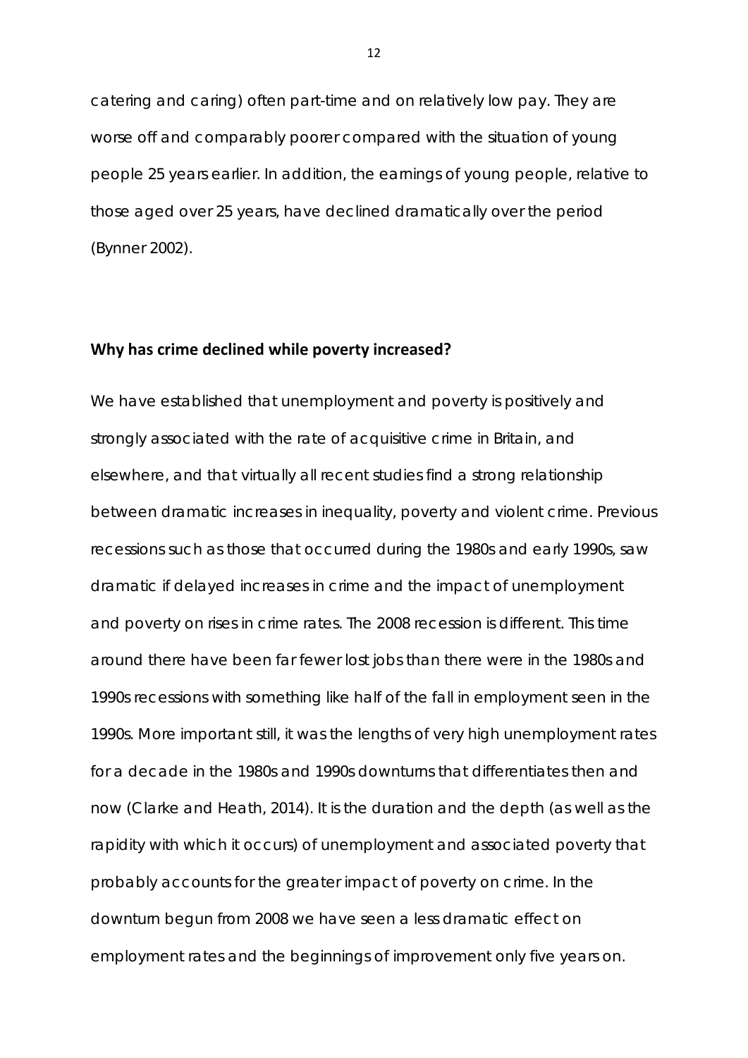catering and caring) often part-time and on relatively low pay. They are worse off and comparably poorer compared with the situation of young people 25 years earlier. In addition, the earnings of young people, relative to those aged over 25 years, have declined dramatically over the period (Bynner 2002).

**Why has crime declined while poverty increased?**

We have established that unemployment and poverty is positively and strongly associated with the rate of acquisitive crime in Britain, and elsewhere, and that virtually all recent studies find a strong relationship between dramatic increases in inequality, poverty and violent crime. Previous recessions such as those that occurred during the 1980s and early 1990s, saw dramatic if delayed increases in crime and the impact of unemployment and poverty on rises in crime rates. The 2008 recession is different. This time around there have been far fewer lost jobs than there were in the 1980s and 1990s recessions with something like half of the fall in employment seen in the 1990s. More important still, it was the lengths of very high unemployment rates for a decade in the 1980s and 1990s downturns that differentiates then and now (Clarke and Heath, 2014). It is the duration and the depth (as well as the rapidity with which it occurs) of unemployment and associated poverty that probably accounts for the greater impact of poverty on crime. In the downturn begun from 2008 we have seen a less dramatic effect on employment rates and the beginnings of improvement only five years on.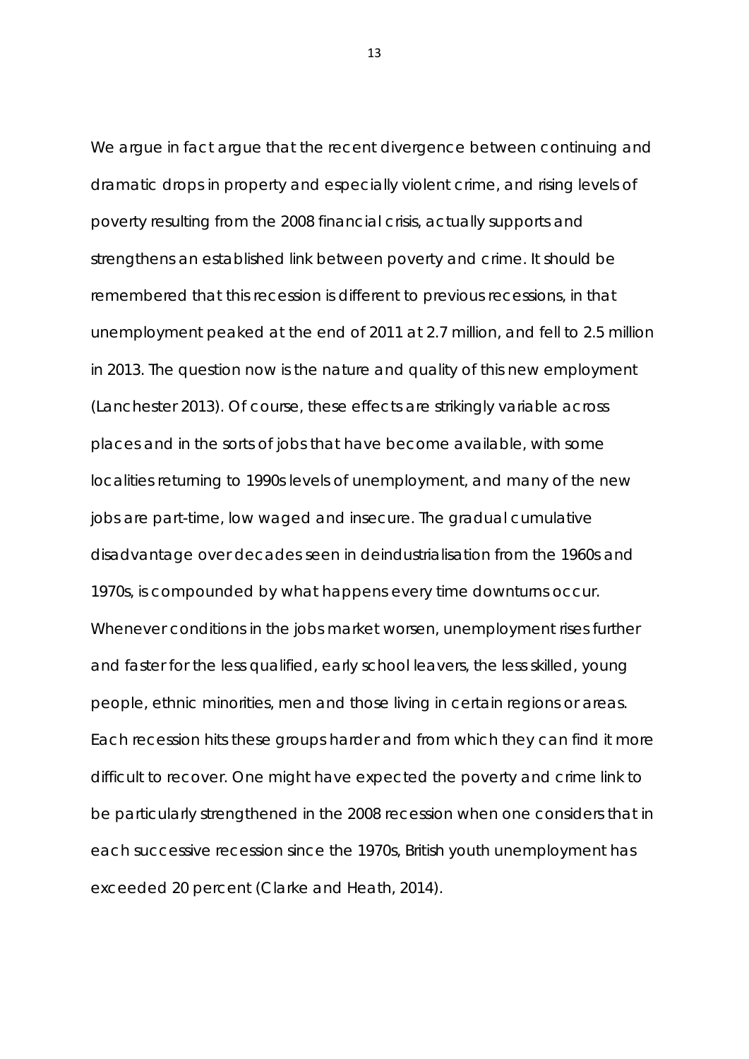We argue in fact argue that the recent divergence between continuing and dramatic drops in property and especially violent crime, and rising levels of poverty resulting from the 2008 financial crisis, actually supports and strengthens an established link between poverty and crime. It should be remembered that this recession is different to previous recessions, in that unemployment peaked at the end of 2011 at 2.7 million, and fell to 2.5 million in 2013. The question now is the nature and quality of this new employment (Lanchester 2013). Of course, these effects are strikingly variable across places and in the sorts of jobs that have become available, with some localities returning to 1990s levels of unemployment, and many of the new jobs are part-time, low waged and insecure. The gradual cumulative disadvantage over decades seen in deindustrialisation from the 1960s and 1970s, is compounded by what happens every time downturns occur. Whenever conditions in the jobs market worsen, unemployment rises further and faster for the less qualified, early school leavers, the less skilled, young people, ethnic minorities, men and those living in certain regions or areas. Each recession hits these groups harder and from which they can find it more difficult to recover. One might have expected the poverty and crime link to be particularly strengthened in the 2008 recession when one considers that in each successive recession since the 1970s, British youth unemployment has exceeded 20 percent (Clarke and Heath, 2014).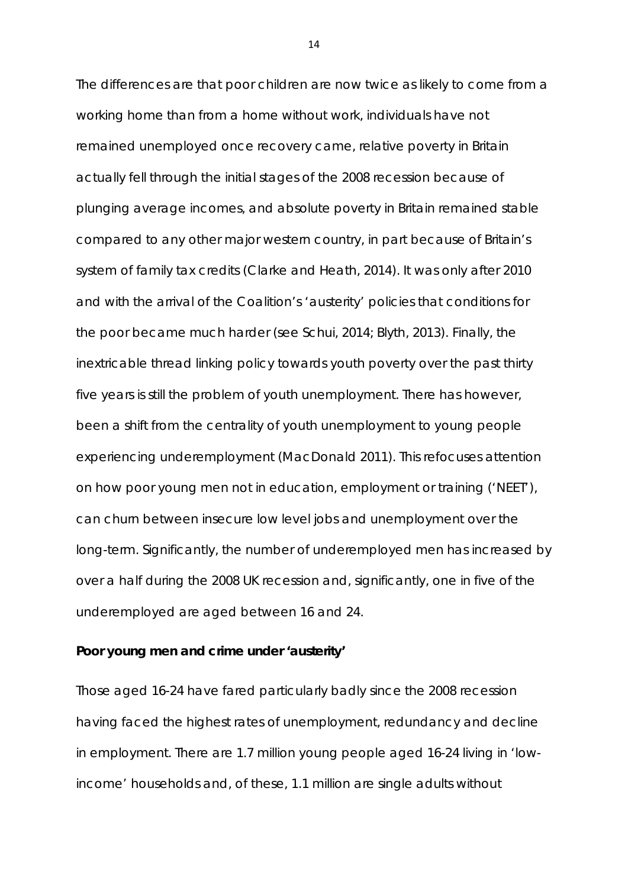The differences are that poor children are now twice as likely to come from a working home than from a home without work, individuals have not remained unemployed once recovery came, relative poverty in Britain actually fell through the initial stages of the 2008 recession because of plunging average incomes, and absolute poverty in Britain remained stable compared to any other major western country, in part because of Britain's system of family tax credits (Clarke and Heath, 2014). It was only after 2010 and with the arrival of the Coalition's 'austerity' policies that conditions for the poor became much harder (see Schui, 2014; Blyth, 2013). Finally, the inextricable thread linking policy towards youth poverty over the past thirty five years is still the problem of youth unemployment. There has however, been a shift from the centrality of youth unemployment to young people experiencing underemployment (MacDonald 2011). This refocuses attention on how poor young men not in education, employment or training ('NEET'), can churn between insecure low level jobs and unemployment over the long-term. Significantly, the number of underemployed men has increased by over a half during the 2008 UK recession and, significantly, one in five of the underemployed are aged between 16 and 24.

**Poor young men and crime under 'austerity'**

Those aged 16-24 have fared particularly badly since the 2008 recession having faced the highest rates of unemployment, redundancy and decline in employment. There are 1.7 million young people aged 16-24 living in 'low-income' households and, of these, 1.1 million are single adults without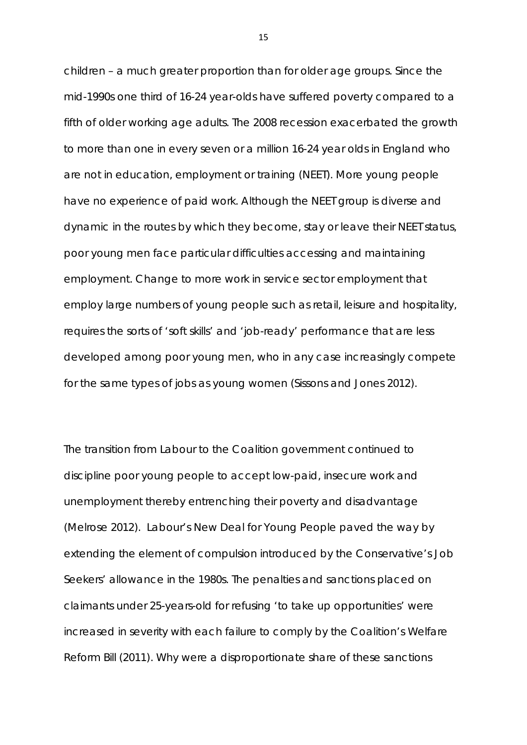children – a much greater proportion than for older age groups. Since the mid-1990s one third of 16-24 year-olds have suffered poverty compared to a fifth of older working age adults. The 2008 recession exacerbated the growth to more than one in every seven or a million 16-24 year olds in England who are not in education, employment or training (NEET). More young people have no experience of paid work. Although the NEET group is diverse and dynamic in the routes by which they become, stay or leave their NEET status, poor young men face particular difficulties accessing and maintaining employment. Change to more work in service sector employment that employ large numbers of young people such as retail, leisure and hospitality, requires the sorts of 'soft skills' and 'job-ready' performance that are less developed among poor young men, who in any case increasingly compete for the same types of jobs as young women (Sissons and Jones 2012).

The transition from Labour to the Coalition government continued to discipline poor young people to accept low-paid, insecure work and unemployment thereby entrenching their poverty and disadvantage (Melrose 2012). Labour's New Deal for Young People paved the way by extending the element of compulsion introduced by the Conservative's Job Seekers' allowance in the 1980s. The penalties and sanctions placed on claimants under 25-years-old for refusing 'to take up opportunities' were increased in severity with each failure to comply by the Coalition's Welfare Reform Bill (2011). Why were a disproportionate share of these sanctions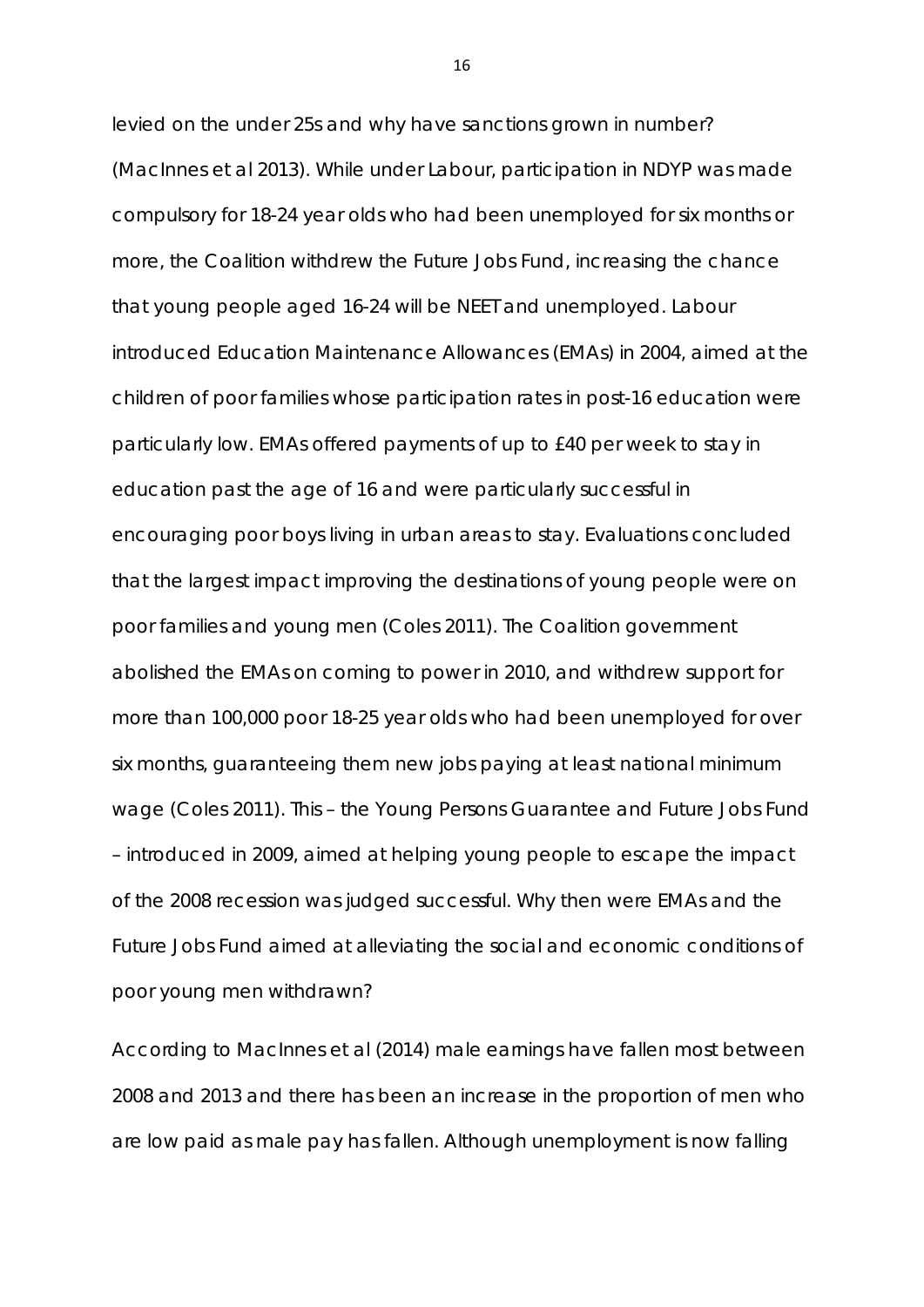levied on the under 25s and why have sanctions grown in number? (MacInnes et al 2013). While under Labour, participation in NDYP was made compulsory for 18-24 year olds who had been unemployed for six months or more, the Coalition withdrew the Future Jobs Fund, increasing the chance that young people aged 16-24 will be NEET and unemployed. Labour introduced Education Maintenance Allowances (EMAs) in 2004, aimed at the children of poor families whose participation rates in post-16 education were particularly low. EMAs offered payments of up to £40 per week to stay in education past the age of 16 and were particularly successful in encouraging poor boys living in urban areas to stay. Evaluations concluded that the largest impact improving the destinations of young people were on poor families and young men (Coles 2011). The Coalition government abolished the EMAs on coming to power in 2010, and withdrew support for more than 100,000 poor 18-25 year olds who had been unemployed for over six months, guaranteeing them new jobs paying at least national minimum wage (Coles 2011). This – the Young Persons Guarantee and Future Jobs Fund – introduced in 2009, aimed at helping young people to escape the impact of the 2008 recession was judged successful. Why then were EMAs and the Future Jobs Fund aimed at alleviating the social and economic conditions of poor young men withdrawn?

According to MacInnes et al (2014) male earnings have fallen most between 2008 and 2013 and there has been an increase in the proportion of men who are low paid as male pay has fallen. Although unemployment is now falling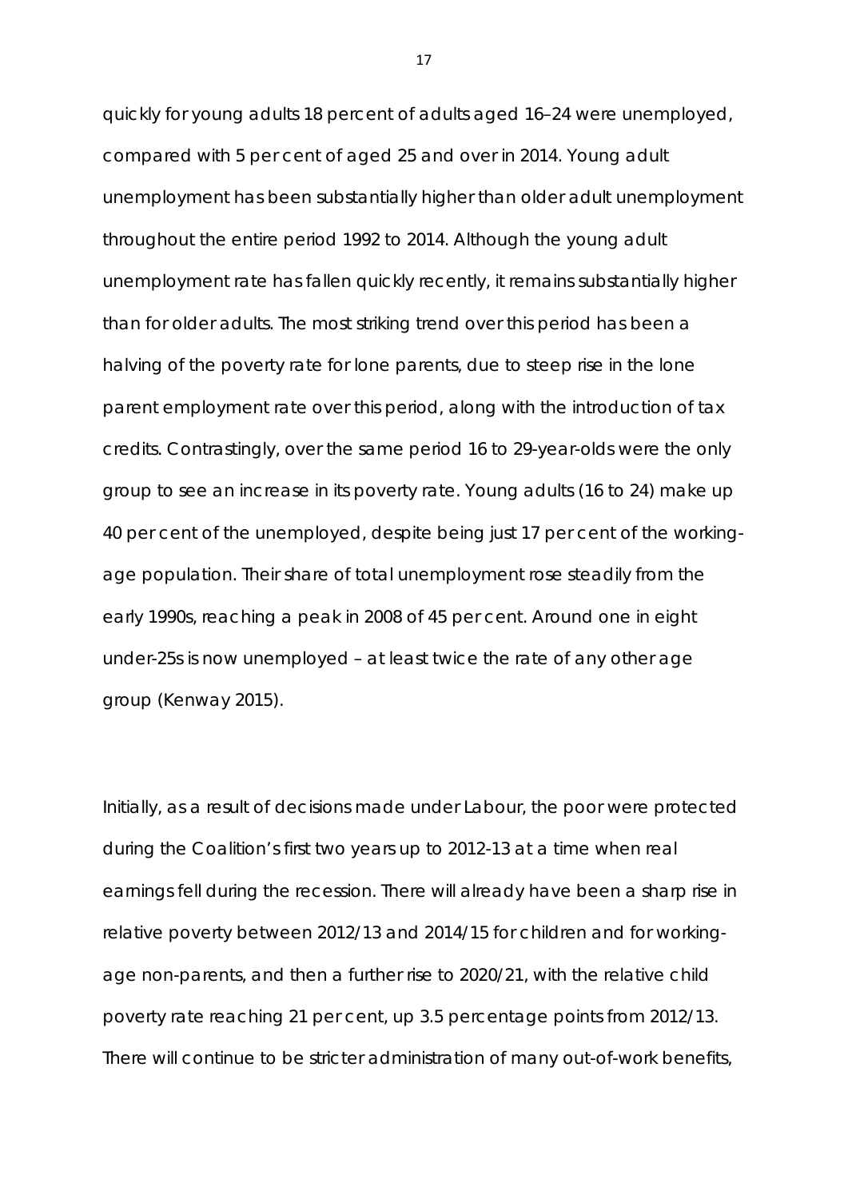quickly for young adults 18 percent of adults aged 16–24 were unemployed, compared with 5 per cent of aged 25 and over in 2014. Young adult unemployment has been substantially higher than older adult unemployment throughout the entire period 1992 to 2014. Although the young adult unemployment rate has fallen quickly recently, it remains substantially higher than for older adults. The most striking trend over this period has been a halving of the poverty rate for lone parents, due to steep rise in the lone parent employment rate over this period, along with the introduction of tax credits. Contrastingly, over the same period 16 to 29-year-olds were the only group to see an increase in its poverty rate. Young adults (16 to 24) make up 40 per cent of the unemployed, despite being just 17 per cent of the working-age population. Their share of total unemployment rose steadily from the early 1990s, reaching a peak in 2008 of 45 per cent. Around one in eight under-25s is now unemployed – at least twice the rate of any other age group (Kenway 2015).

Initially, as a result of decisions made under Labour, the poor were protected during the Coalition's first two years up to 2012-13 at a time when real earnings fell during the recession. There will already have been a sharp rise in relative poverty between 2012/13 and 2014/15 for children and for working-age non-parents, and then a further rise to 2020/21, with the relative child poverty rate reaching 21 per cent, up 3.5 percentage points from 2012/13. There will continue to be stricter administration of many out-of-work benefits,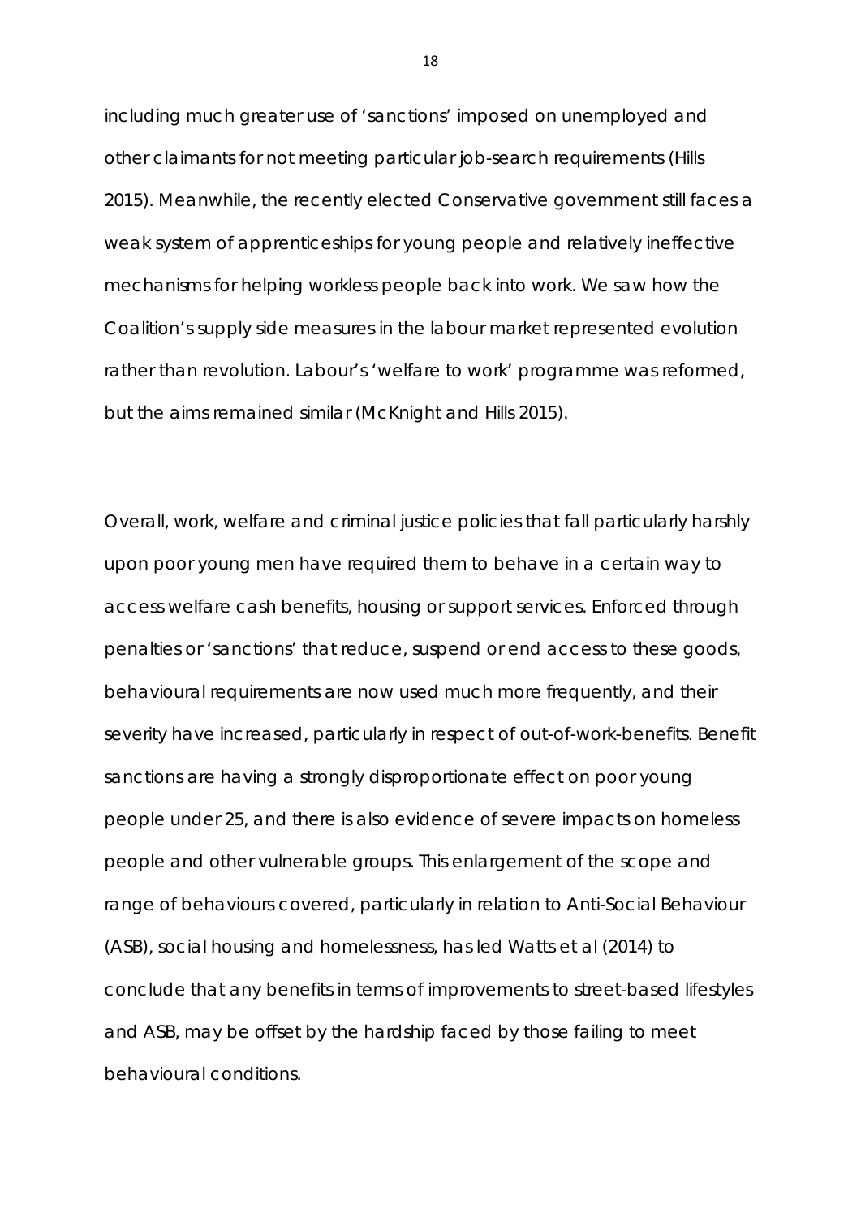including much greater use of 'sanctions' imposed on unemployed and other claimants for not meeting particular job-search requirements (Hills 2015). Meanwhile, the recently elected Conservative government still faces a weak system of apprenticeships for young people and relatively ineffective mechanisms for helping workless people back into work. We saw how the Coalition's supply side measures in the labour market represented evolution rather than revolution. Labour's 'welfare to work' programme was reformed, but the aims remained similar (McKnight and Hills 2015).

Overall, work, welfare and criminal justice policies that fall particularly harshly upon poor young men have required them to behave in a certain way to access welfare cash benefits, housing or support services. Enforced through penalties or 'sanctions' that reduce, suspend or end access to these goods, behavioural requirements are now used much more frequently, and their severity have increased, particularly in respect of out-of-work-benefits. Benefit sanctions are having a strongly disproportionate effect on poor young people under 25, and there is also evidence of severe impacts on homeless people and other vulnerable groups. This enlargement of the scope and range of behaviours covered, particularly in relation to Anti-Social Behaviour (ASB), social housing and homelessness, has led Watts et al (2014) to conclude that any benefits in terms of improvements to street-based lifestyles and ASB, may be offset by the hardship faced by those failing to meet behavioural conditions.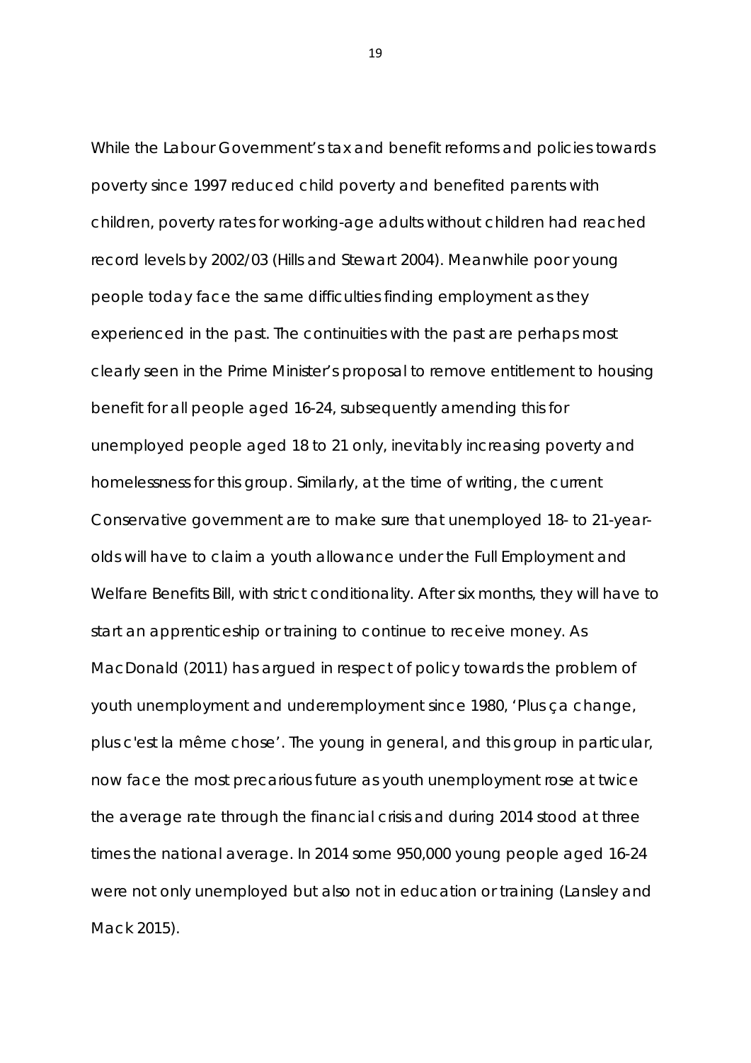While the Labour Government's tax and benefit reforms and policies towards poverty since 1997 reduced child poverty and benefited parents with children, poverty rates for working-age adults without children had reached record levels by 2002/03 (Hills and Stewart 2004). Meanwhile poor young people today face the same difficulties finding employment as they experienced in the past. The continuities with the past are perhaps most clearly seen in the Prime Minister's proposal to remove entitlement to housing benefit for all people aged 16-24, subsequently amending this for unemployed people aged 18 to 21 only, inevitably increasing poverty and homelessness for this group. Similarly, at the time of writing, the current Conservative government are to make sure that unemployed 18- to 21-year-olds will have to claim a youth allowance under the Full Employment and Welfare Benefits Bill, with strict conditionality. After six months, they will have to start an apprenticeship or training to continue to receive money. As MacDonald (2011) has argued in respect of policy towards the problem of youth unemployment and underemployment since 1980, 'Plus ça change, plus c'est la même chose'. The young in general, and this group in particular, now face the most precarious future as youth unemployment rose at twice the average rate through the financial crisis and during 2014 stood at three times the national average. In 2014 some 950,000 young people aged 16-24 were not only unemployed but also not in education or training (Lansley and Mack 2015).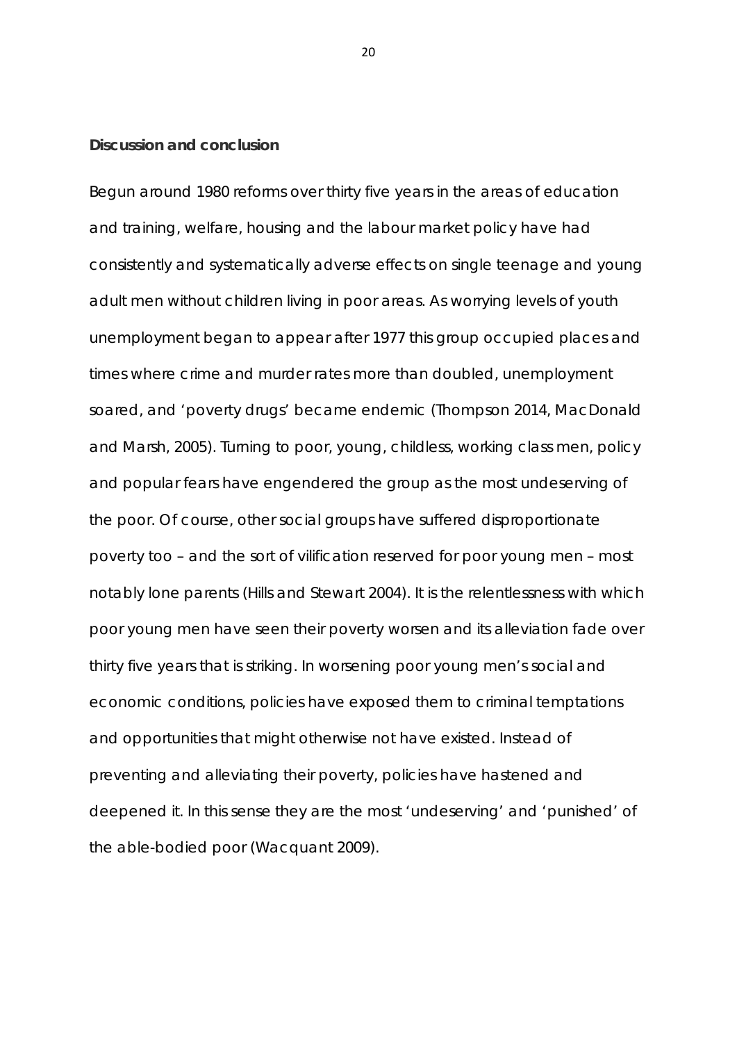**Discussion and conclusion**

Begun around 1980 reforms over thirty five years in the areas of education and training, welfare, housing and the labour market policy have had consistently and systematically adverse effects on single teenage and young adult men without children living in poor areas. As worrying levels of youth unemployment began to appear after 1977 this group occupied places and times where crime and murder rates more than doubled, unemployment soared, and 'poverty drugs' became endemic (Thompson 2014, MacDonald and Marsh, 2005). Turning to poor, young, childless, working class men, policy and popular fears have engendered the group as the most undeserving of the poor. Of course, other social groups have suffered disproportionate poverty too – and the sort of vilification reserved for poor young men – most notably lone parents (Hills and Stewart 2004). It is the relentlessness with which poor young men have seen their poverty worsen and its alleviation fade over thirty five years that is striking. In worsening poor young men's social and economic conditions, policies have exposed them to criminal temptations and opportunities that might otherwise not have existed. Instead of preventing and alleviating their poverty, policies have hastened and deepened it. In this sense they are the most 'undeserving' and 'punished' of the able-bodied poor (Wacquant 2009).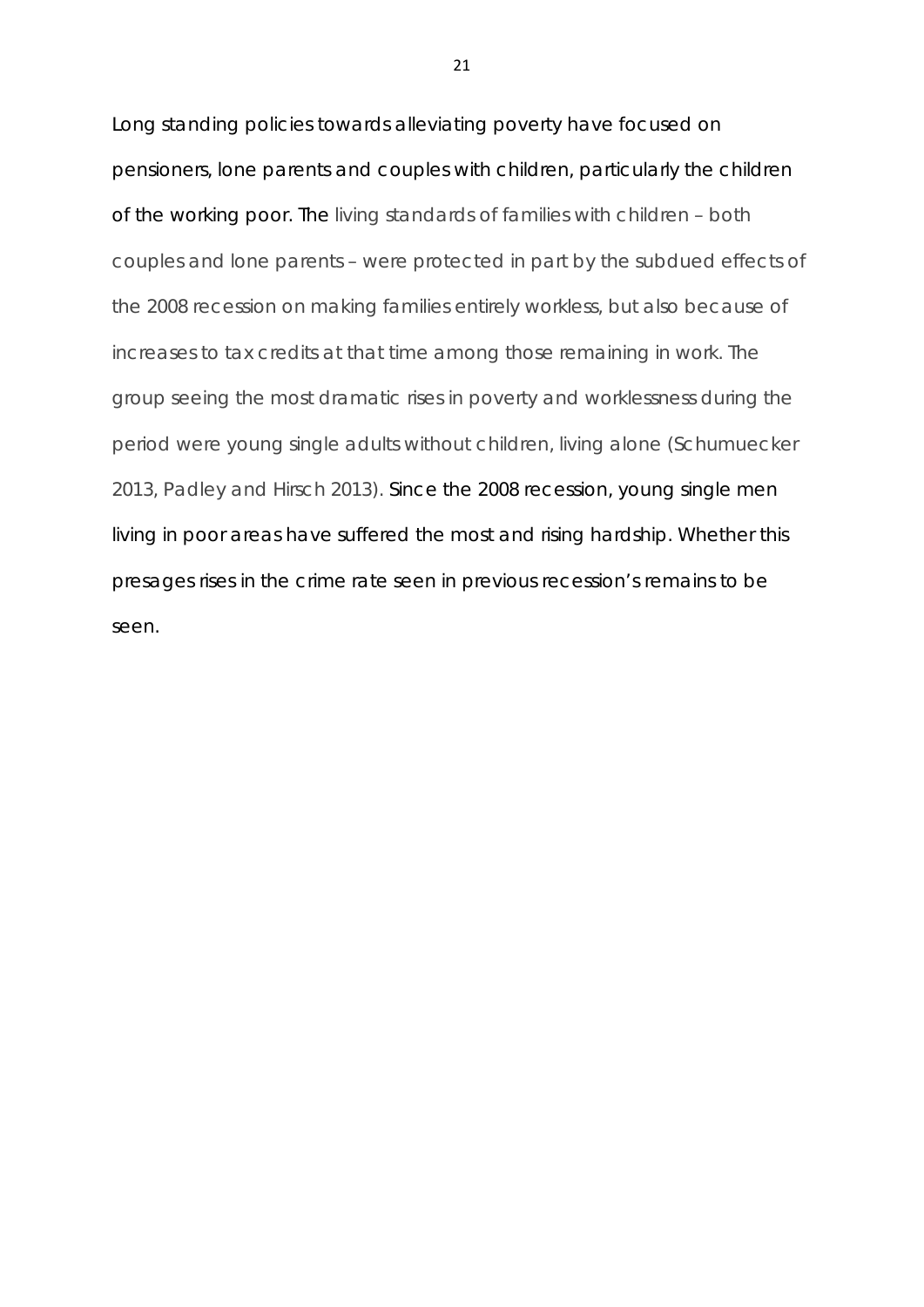Long standing policies towards alleviating poverty have focused on pensioners, lone parents and couples with children, particularly the children of the working poor. The living standards of families with children – both couples and lone parents – were protected in part by the subdued effects of the 2008 recession on making families entirely workless, but also because of increases to tax credits at that time among those remaining in work. The group seeing the most dramatic rises in poverty and worklessness during the period were young single adults without children, living alone (Schumuecker 2013, Padley and Hirsch 2013). Since the 2008 recession, young single men living in poor areas have suffered the most and rising hardship. Whether this presages rises in the crime rate seen in previous recession's remains to be seen.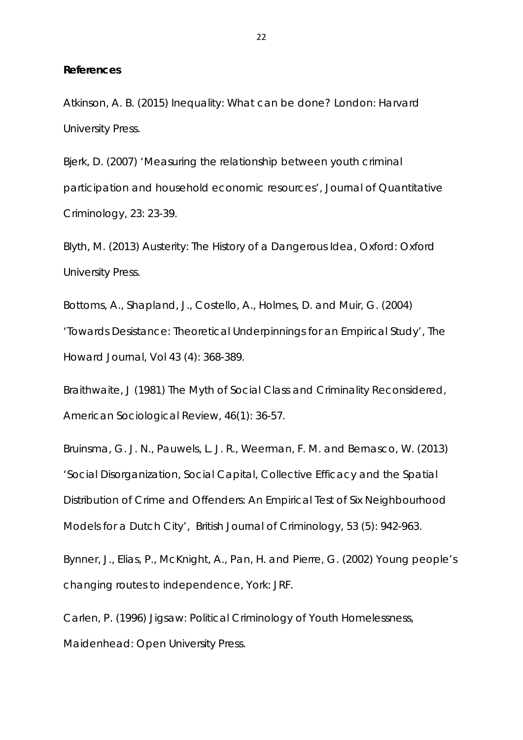**References**

Atkinson, A. B. (2015) Inequality: What can be done? London: Harvard University Press.

Bjerk, D. (2007) 'Measuring the relationship between youth criminal participation and household economic resources', Journal of Quantitative Criminology, 23: 23-39.

Blyth, M. (2013) Austerity: The History of a Dangerous Idea, Oxford: Oxford University Press.

Bottoms, A., Shapland, J., Costello, A., Holmes, D. and Muir, G. (2004) 'Towards Desistance: Theoretical Underpinnings for an Empirical Study', The Howard Journal, Vol 43 (4): 368-389.

Braithwaite, J (1981) The Myth of Social Class and Criminality Reconsidered, American Sociological Review, 46(1): 36-57.

Bruinsma, G. J. N., Pauwels, L. J. R., Weerman, F. M. and Bernasco, W. (2013) 'Social Disorganization, Social Capital, Collective Efficacy and the Spatial Distribution of Crime and Offenders: An Empirical Test of Six Neighbourhood Models for a Dutch City', British Journal of Criminology, 53 (5): 942-963.

Bynner, J., Elias, P., McKnight, A., Pan, H. and Pierre, G. (2002) Young people's changing routes to independence, York: JRF.

Carlen, P. (1996) Jigsaw: Political Criminology of Youth Homelessness, Maidenhead: Open University Press.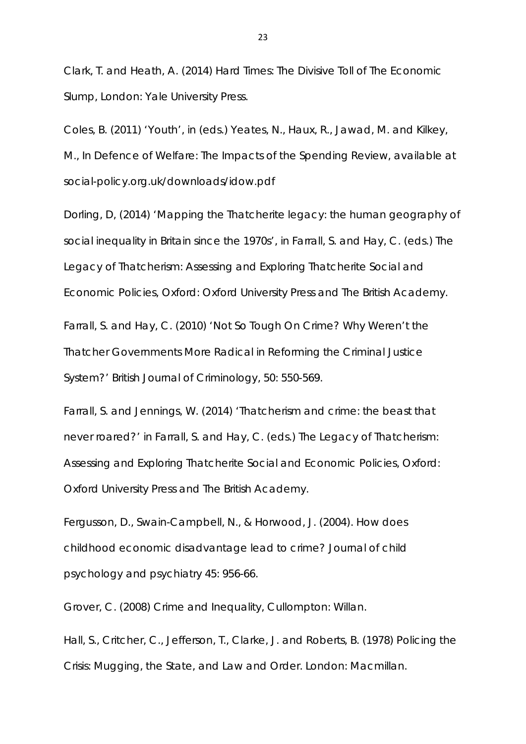Clark, T. and Heath, A. (2014) Hard Times: The Divisive Toll of The Economic Slump, London: Yale University Press.

Coles, B. (2011) 'Youth', in (eds.) Yeates, N., Haux, R., Jawad, M. and Kilkey, M., In Defence of Welfare: The Impacts of the Spending Review, available at social-policy.org.uk/downloads/idow.pdf

Dorling, D, (2014) 'Mapping the Thatcherite legacy: the human geography of social inequality in Britain since the 1970s', in Farrall, S. and Hay, C. (eds.) The Legacy of Thatcherism: Assessing and Exploring Thatcherite Social and Economic Policies, Oxford: Oxford University Press and The British Academy.

Farrall, S. and Hay, C. (2010) 'Not So Tough On Crime? Why Weren't the Thatcher Governments More Radical in Reforming the Criminal Justice System?' British Journal of Criminology, 50: 550-569.

Farrall, S. and Jennings, W. (2014) 'Thatcherism and crime: the beast that never roared?' in Farrall, S. and Hay, C. (eds.) The Legacy of Thatcherism: Assessing and Exploring Thatcherite Social and Economic Policies, Oxford: Oxford University Press and The British Academy.

Fergusson, D., Swain-Campbell, N., & Horwood, J. (2004). How does childhood economic disadvantage lead to crime? Journal of child psychology and psychiatry 45: 956-66.

Grover, C. (2008) Crime and Inequality, Cullompton: Willan.

Hall, S., Critcher, C., Jefferson, T., Clarke, J. and Roberts, B. (1978) Policing the Crisis: Mugging, the State, and Law and Order. London: Macmillan.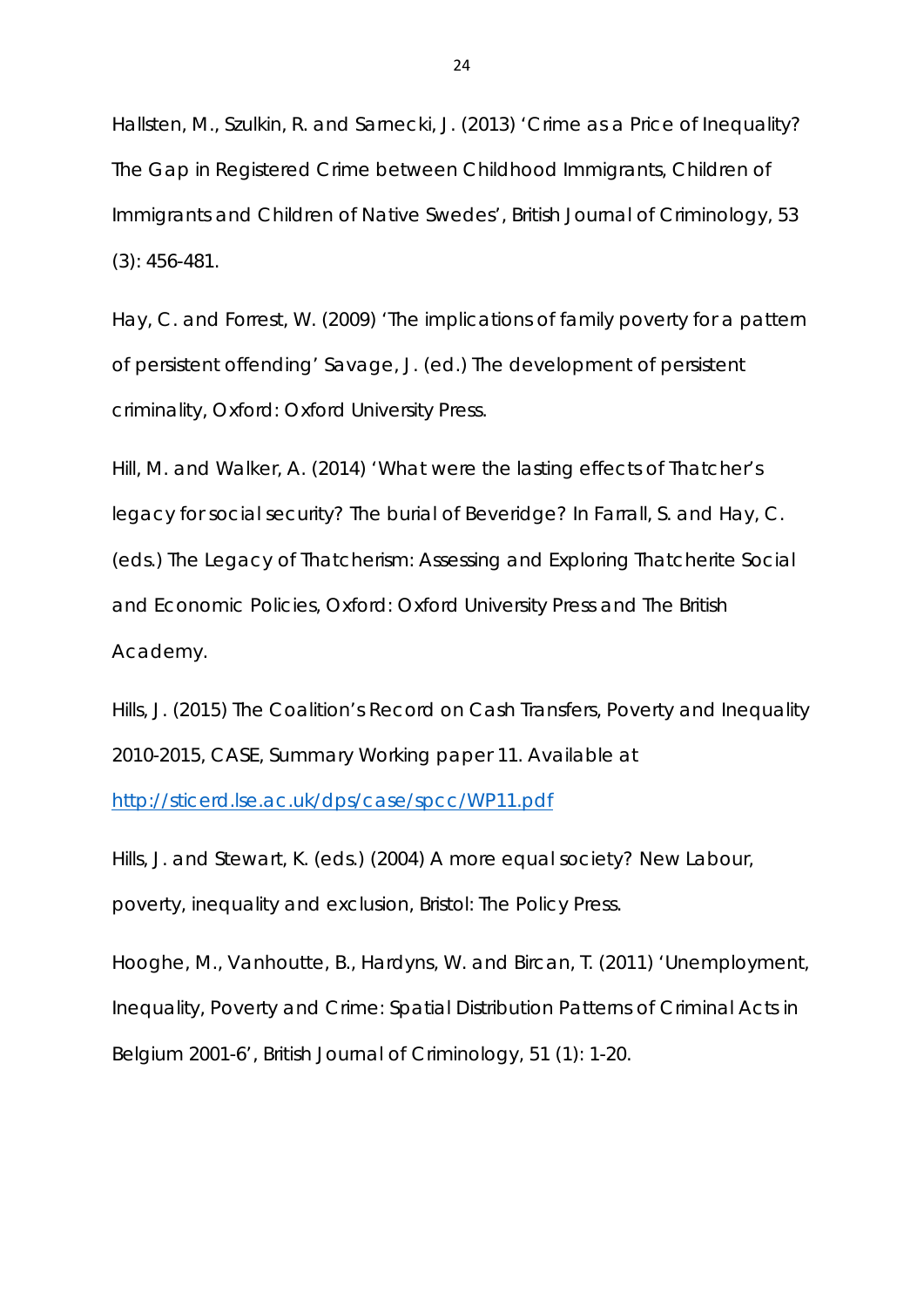Hallsten, M., Szulkin, R. and Sarnecki, J. (2013) 'Crime as a Price of Inequality? The Gap in Registered Crime between Childhood Immigrants, Children of Immigrants and Children of Native Swedes', British Journal of Criminology, 53 (3): 456-481.

Hay, C. and Forrest, W. (2009) 'The implications of family poverty for a pattern of persistent offending' Savage, J. (ed.) The development of persistent criminality, Oxford: Oxford University Press.

Hill, M. and Walker, A. (2014) 'What were the lasting effects of Thatcher's legacy for social security? The burial of Beveridge? In Farrall, S. and Hay, C. (eds.) The Legacy of Thatcherism: Assessing and Exploring Thatcherite Social and Economic Policies, Oxford: Oxford University Press and The British Academy.

Hills, J. (2015) The Coalition's Record on Cash Transfers, Poverty and Inequality 2010-2015, CASE, Summary Working paper 11. Available at http://sticerd.lse.ac.uk/dps/case/spcc/WP11.pdf

Hills, J. and Stewart, K. (eds.) (2004) A more equal society? New Labour, poverty, inequality and exclusion, Bristol: The Policy Press.

Hooghe, M., Vanhoutte, B., Hardyns, W. and Bircan, T. (2011) 'Unemployment, Inequality, Poverty and Crime: Spatial Distribution Patterns of Criminal Acts in Belgium 2001-6', British Journal of Criminology, 51 (1): 1-20.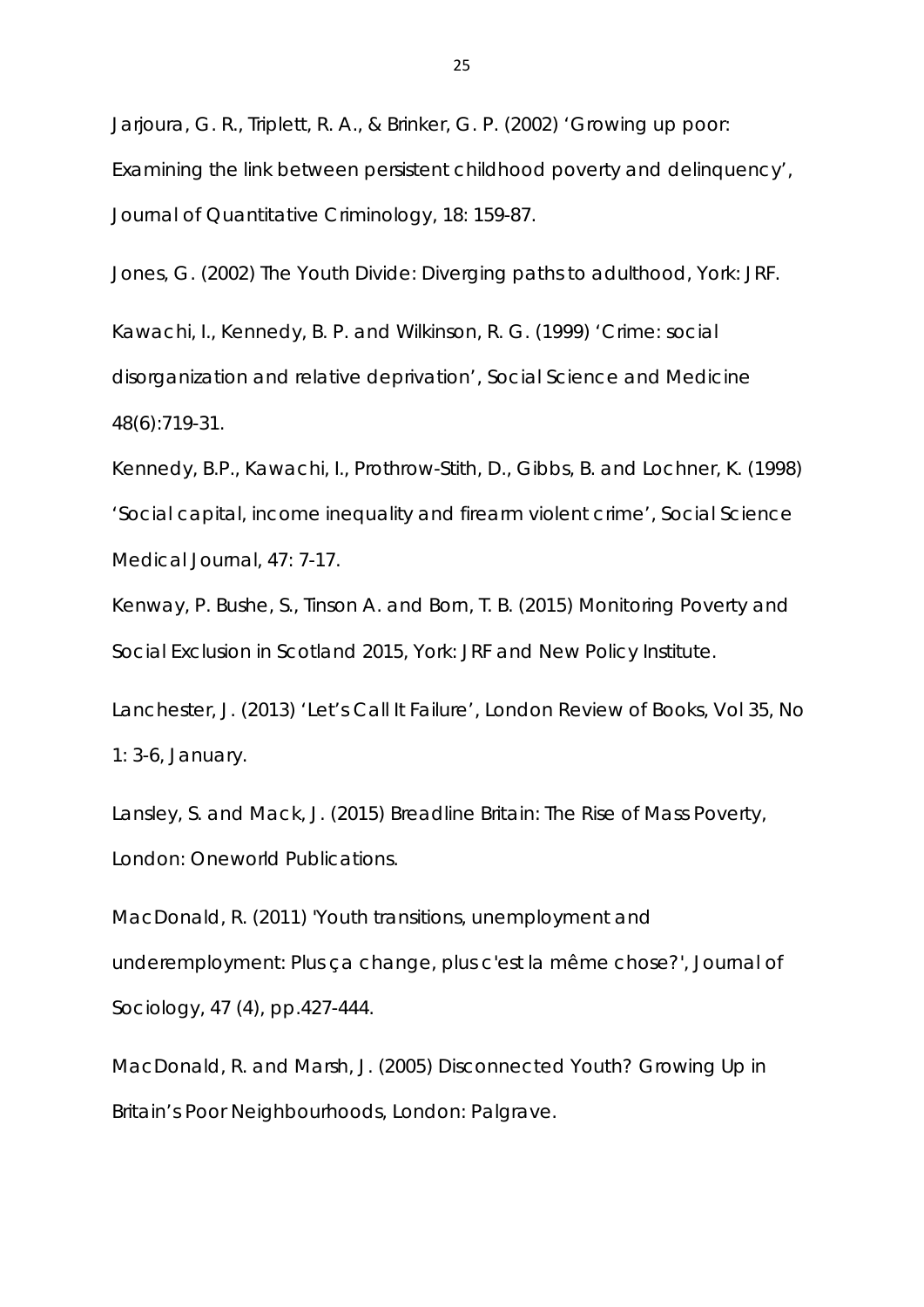Jarjoura, G. R., Triplett, R. A., & Brinker, G. P. (2002) 'Growing up poor: Examining the link between persistent childhood poverty and delinquency', Journal of Quantitative Criminology, 18: 159-87.

Jones, G. (2002) The Youth Divide: Diverging paths to adulthood, York: JRF.

Kawachi, I., Kennedy, B. P. and Wilkinson, R. G. (1999) 'Crime: social disorganization and relative deprivation', Social Science and Medicine 48(6):719-31.

Kennedy, B.P., Kawachi, I., Prothrow-Stith, D., Gibbs, B. and Lochner, K. (1998) 'Social capital, income inequality and firearm violent crime', Social Science Medical Journal, 47: 7-17.

Kenway, P. Bushe, S., Tinson A. and Born, T. B. (2015) Monitoring Poverty and Social Exclusion in Scotland 2015, York: JRF and New Policy Institute.

Lanchester, J. (2013) 'Let's Call It Failure', London Review of Books, Vol 35, No 1: 3-6, January.

Lansley, S. and Mack, J. (2015) Breadline Britain: The Rise of Mass Poverty, London: Oneworld Publications.

MacDonald, R. (2011) 'Youth transitions, unemployment and underemployment: Plus ça change, plus c'est la même chose?', Journal of Sociology, 47 (4), pp.427-444.

MacDonald, R. and Marsh, J. (2005) Disconnected Youth? Growing Up in Britain's Poor Neighbourhoods, London: Palgrave.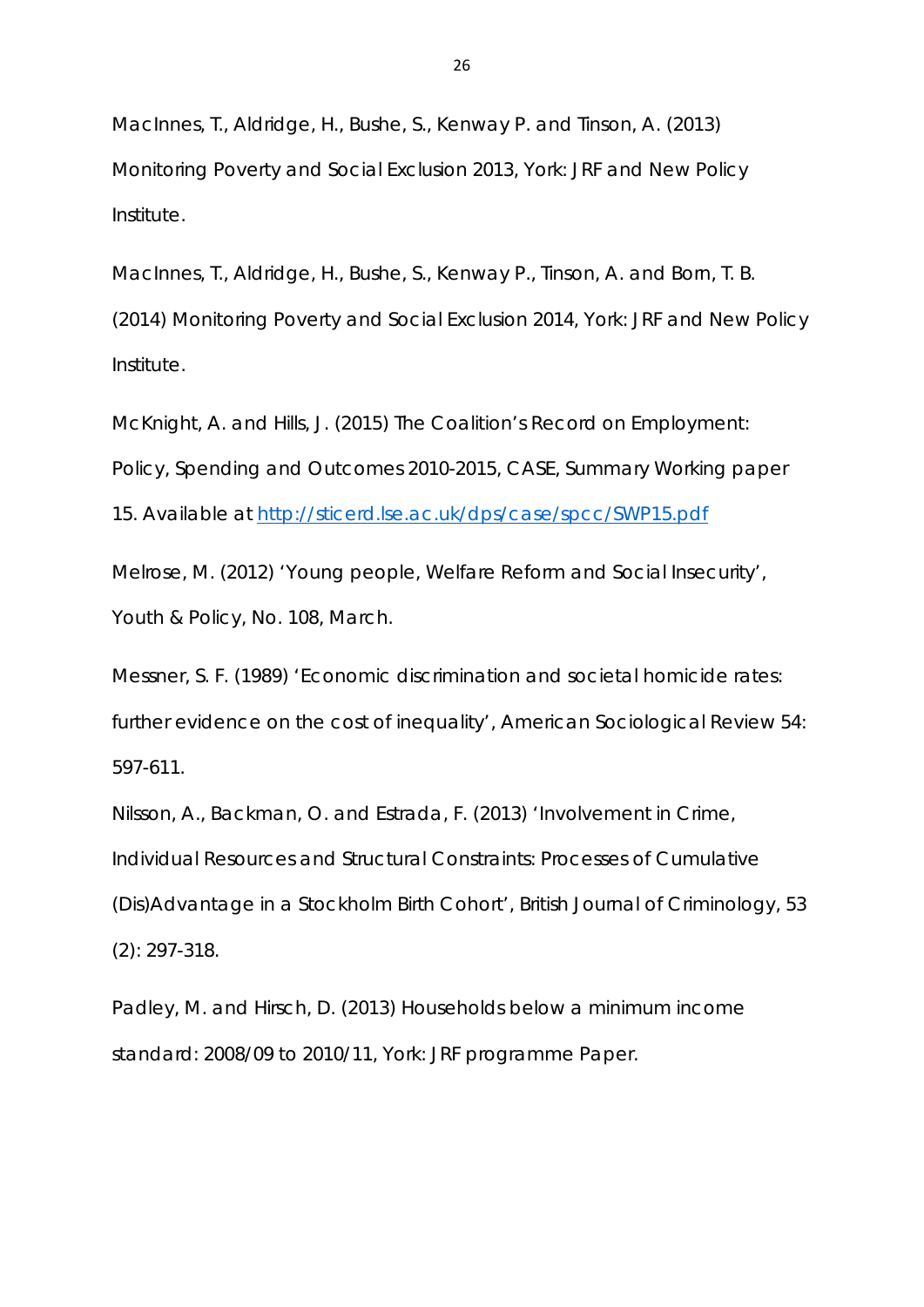MacInnes, T., Aldridge, H., Bushe, S., Kenway P. and Tinson, A. (2013) Monitoring Poverty and Social Exclusion 2013, York: JRF and New Policy Institute.

MacInnes, T., Aldridge, H., Bushe, S., Kenway P., Tinson, A. and Born, T. B. (2014) Monitoring Poverty and Social Exclusion 2014, York: JRF and New Policy Institute.

McKnight, A. and Hills, J. (2015) The Coalition's Record on Employment: Policy, Spending and Outcomes 2010-2015, CASE, Summary Working paper 15. Available at http://sticerd.lse.ac.uk/dps/case/spcc/SWP15.pdf

Melrose, M. (2012) 'Young people, Welfare Reform and Social Insecurity', Youth & Policy, No. 108, March.

Messner, S. F. (1989) 'Economic discrimination and societal homicide rates: further evidence on the cost of inequality', American Sociological Review 54: 597-611.

Nilsson, A., Backman, O. and Estrada, F. (2013) 'Involvement in Crime, Individual Resources and Structural Constraints: Processes of Cumulative (Dis)Advantage in a Stockholm Birth Cohort', British Journal of Criminology, 53 (2): 297-318.

Padley, M. and Hirsch, D. (2013) Households below a minimum income standard: 2008/09 to 2010/11, York: JRF programme Paper.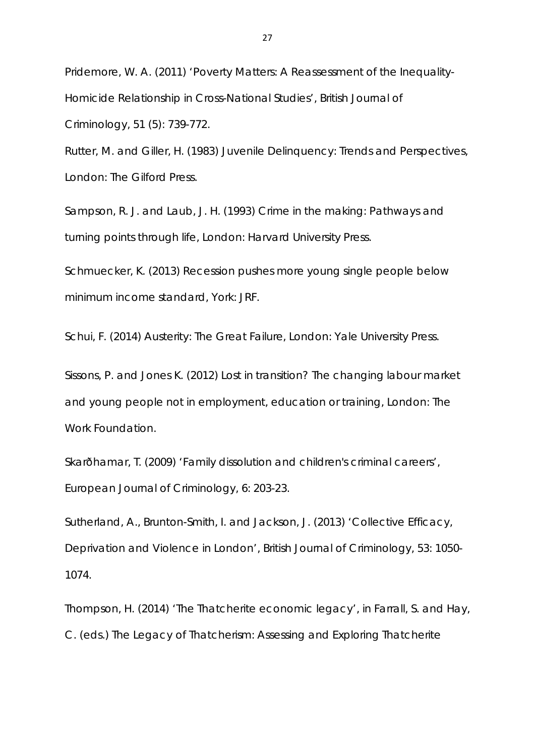Pridemore, W. A. (2011) 'Poverty Matters: A Reassessment of the Inequality-Homicide Relationship in Cross-National Studies', British Journal of Criminology, 51 (5): 739-772.

Rutter, M. and Giller, H. (1983) Juvenile Delinquency: Trends and Perspectives, London: The Gilford Press.

Sampson, R. J. and Laub, J. H. (1993) Crime in the making: Pathways and turning points through life, London: Harvard University Press.

Schmuecker, K. (2013) Recession pushes more young single people below minimum income standard, York: JRF.

Schui, F. (2014) Austerity: The Great Failure, London: Yale University Press.

Sissons, P. and Jones K. (2012) Lost in transition? The changing labour market and young people not in employment, education or training, London: The Work Foundation.

Skarðhamar, T. (2009) 'Family dissolution and children's criminal careers', European Journal of Criminology, 6: 203-23.

Sutherland, A., Brunton-Smith, I. and Jackson, J. (2013) 'Collective Efficacy, Deprivation and Violence in London', British Journal of Criminology, 53: 1050-1074.

Thompson, H. (2014) 'The Thatcherite economic legacy', in Farrall, S. and Hay, C. (eds.) The Legacy of Thatcherism: Assessing and Exploring Thatcherite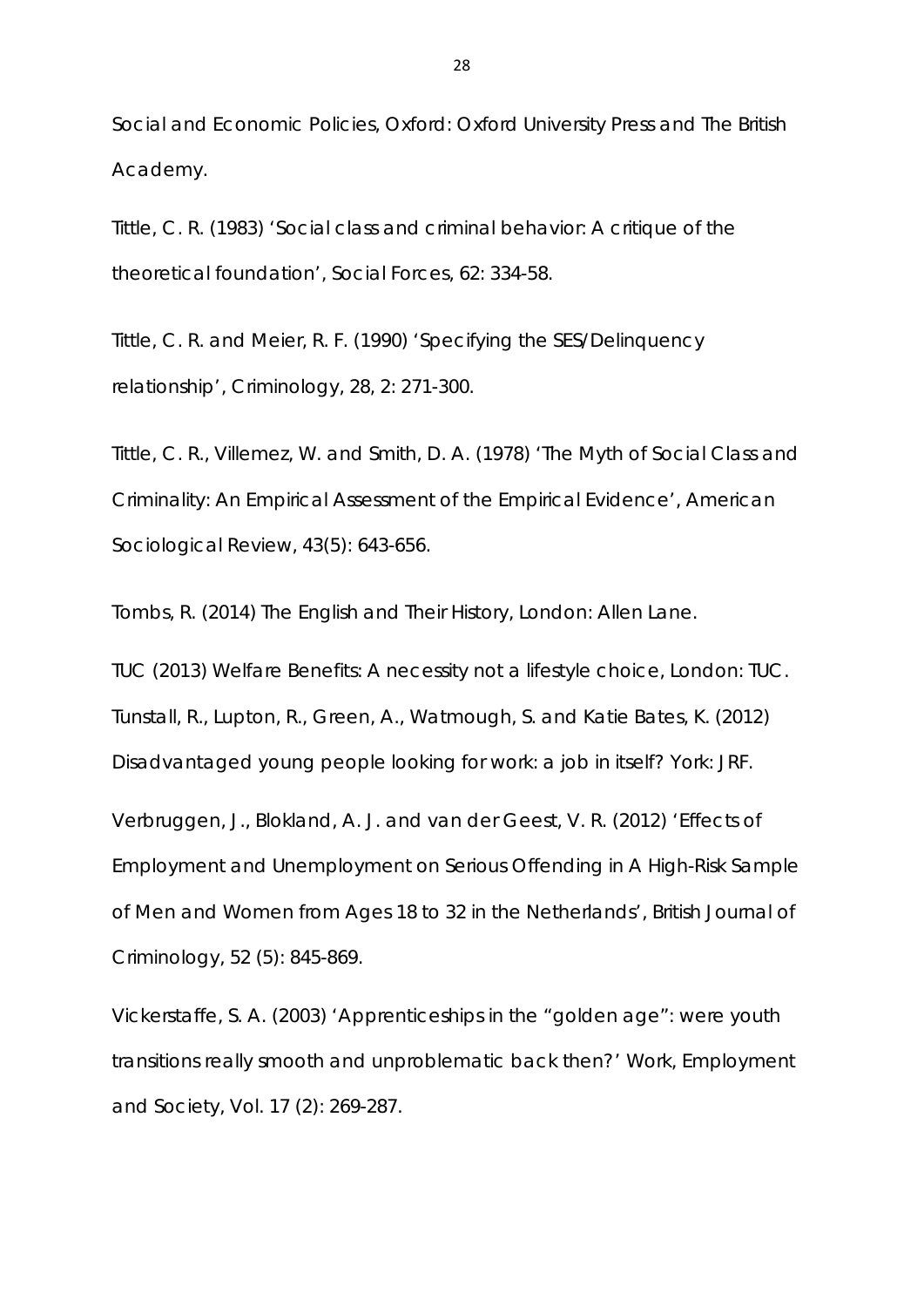Social and Economic Policies, Oxford: Oxford University Press and The British Academy.

Tittle, C. R. (1983) 'Social class and criminal behavior: A critique of the theoretical foundation', Social Forces, 62: 334-58.

Tittle, C. R. and Meier, R. F. (1990) 'Specifying the SES/Delinquency relationship', Criminology, 28, 2: 271-300.

Tittle, C. R., Villemez, W. and Smith, D. A. (1978) 'The Myth of Social Class and Criminality: An Empirical Assessment of the Empirical Evidence', American Sociological Review, 43(5): 643-656.

Tombs, R. (2014) The English and Their History, London: Allen Lane.

TUC (2013) Welfare Benefits: A necessity not a lifestyle choice, London: TUC.

Tunstall, R., Lupton, R., Green, A., Watmough, S. and Katie Bates, K. (2012) Disadvantaged young people looking for work: a job in itself? York: JRF.

Verbruggen, J., Blokland, A. J. and van der Geest, V. R. (2012) 'Effects of Employment and Unemployment on Serious Offending in A High-Risk Sample of Men and Women from Ages 18 to 32 in the Netherlands', British Journal of Criminology, 52 (5): 845-869.

Vickerstaffe, S. A. (2003) 'Apprenticeships in the "golden age": were youth transitions really smooth and unproblematic back then?' Work, Employment and Society, Vol. 17 (2): 269-287.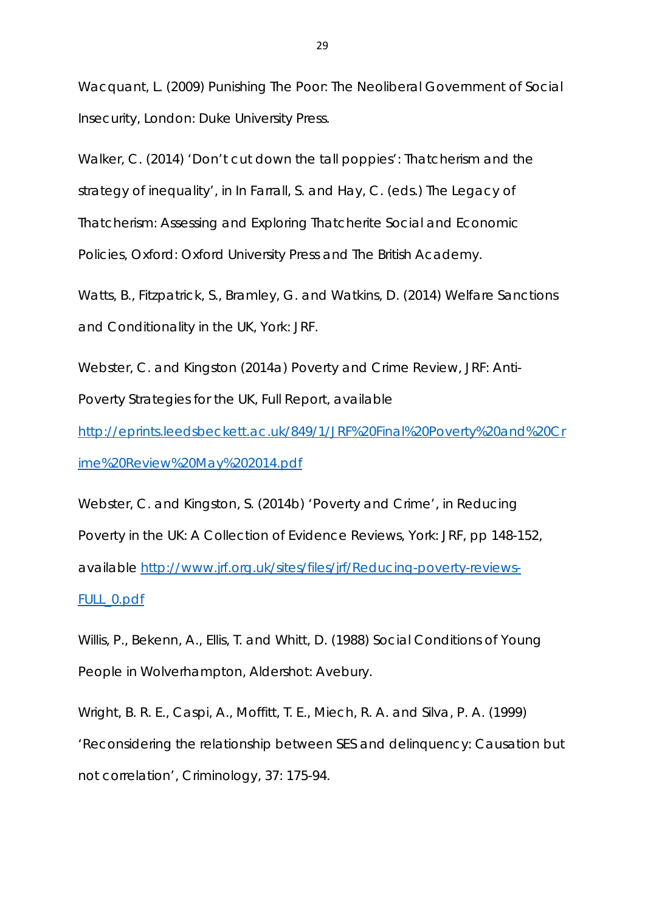Wacquant, L. (2009) Punishing The Poor: The Neoliberal Government of Social Insecurity, London: Duke University Press.

Walker, C. (2014) 'Don't cut down the tall poppies': Thatcherism and the strategy of inequality', in In Farrall, S. and Hay, C. (eds.) The Legacy of Thatcherism: Assessing and Exploring Thatcherite Social and Economic Policies, Oxford: Oxford University Press and The British Academy.

Watts, B., Fitzpatrick, S., Bramley, G. and Watkins, D. (2014) Welfare Sanctions and Conditionality in the UK, York: JRF.

Webster, C. and Kingston (2014a) Poverty and Crime Review, JRF: Anti-Poverty Strategies for the UK, Full Report, available http://eprints.leedsbeckett.ac.uk/849/1/JRF%20Final%20Poverty%20and%20Crime%20Review%20May%202014.pdf

Webster, C. and Kingston, S. (2014b) 'Poverty and Crime', in Reducing Poverty in the UK: A Collection of Evidence Reviews, York: JRF, pp 148-152, available http://www.jrf.org.uk/sites/files/jrf/Reducing-poverty-reviews-FULL_0.pdf

Willis, P., Bekenn, A., Ellis, T. and Whitt, D. (1988) Social Conditions of Young People in Wolverhampton, Aldershot: Avebury.

Wright, B. R. E., Caspi, A., Moffitt, T. E., Miech, R. A. and Silva, P. A. (1999) 'Reconsidering the relationship between SES and delinquency: Causation but not correlation', Criminology, 37: 175-94.